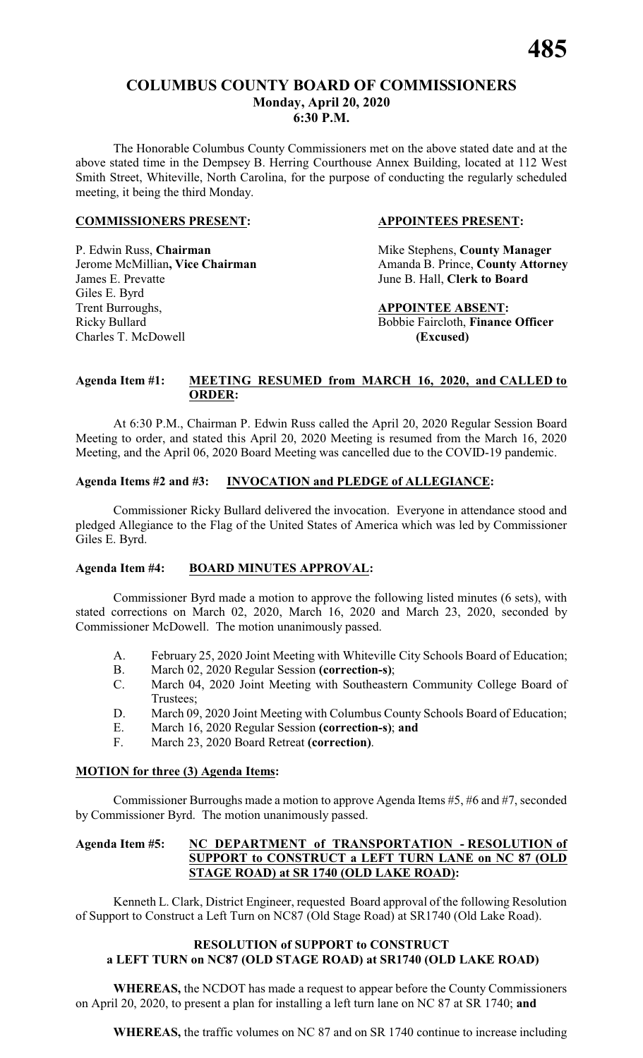# COLUMBUS COUNTY BOARD OF COMMISSIONERS
## Monday, April 20, 2020
## 6:30 P.M.

The Honorable Columbus County Commissioners met on the above stated date and at the above stated time in the Dempsey B. Herring Courthouse Annex Building, located at 112 West Smith Street, Whiteville, North Carolina, for the purpose of conducting the regularly scheduled meeting, it being the third Monday.

**COMMISSIONERS PRESENT:**

P. Edwin Russ, **Chairman**
Jerome McMillian**, Vice Chairman**
James E. Prevatte
Giles E. Byrd
Trent Burroughs,
Ricky Bullard
Charles T. McDowell

**APPOINTEES PRESENT:**

Mike Stephens, **County Manager**
Amanda B. Prince, **County Attorney**
June B. Hall, **Clerk to Board**

**APPOINTEE ABSENT:**

Bobbie Faircloth, **Finance Officer (Excused)**

**Agenda Item #1: MEETING RESUMED from MARCH 16, 2020, and CALLED to ORDER:**

At 6:30 P.M., Chairman P. Edwin Russ called the April 20, 2020 Regular Session Board Meeting to order, and stated this April 20, 2020 Meeting is resumed from the March 16, 2020 Meeting, and the April 06, 2020 Board Meeting was cancelled due to the COVID-19 pandemic.

**Agenda Items #2 and #3: INVOCATION and PLEDGE of ALLEGIANCE:**

Commissioner Ricky Bullard delivered the invocation. Everyone in attendance stood and pledged Allegiance to the Flag of the United States of America which was led by Commissioner Giles E. Byrd.

**Agenda Item #4: BOARD MINUTES APPROVAL:**

Commissioner Byrd made a motion to approve the following listed minutes (6 sets), with stated corrections on March 02, 2020, March 16, 2020 and March 23, 2020, seconded by Commissioner McDowell. The motion unanimously passed.

A. February 25, 2020 Joint Meeting with Whiteville City Schools Board of Education;
B. March 02, 2020 Regular Session **(correction-s)**;
C. March 04, 2020 Joint Meeting with Southeastern Community College Board of Trustees;
D. March 09, 2020 Joint Meeting with Columbus County Schools Board of Education;
E. March 16, 2020 Regular Session **(correction-s)**; **and**
F. March 23, 2020 Board Retreat **(correction)**.

**MOTION for three (3) Agenda Items:**

Commissioner Burroughs made a motion to approve Agenda Items #5, #6 and #7, seconded by Commissioner Byrd. The motion unanimously passed.

**Agenda Item #5: NC DEPARTMENT of TRANSPORTATION - RESOLUTION of SUPPORT to CONSTRUCT a LEFT TURN LANE on NC 87 (OLD STAGE ROAD) at SR 1740 (OLD LAKE ROAD):**

Kenneth L. Clark, District Engineer, requested Board approval of the following Resolution of Support to Construct a Left Turn on NC87 (Old Stage Road) at SR1740 (Old Lake Road).

**RESOLUTION of SUPPORT to CONSTRUCT a LEFT TURN on NC87 (OLD STAGE ROAD) at SR1740 (OLD LAKE ROAD)**

**WHEREAS,** the NCDOT has made a request to appear before the County Commissioners on April 20, 2020, to present a plan for installing a left turn lane on NC 87 at SR 1740; **and**

**WHEREAS,** the traffic volumes on NC 87 and on SR 1740 continue to increase including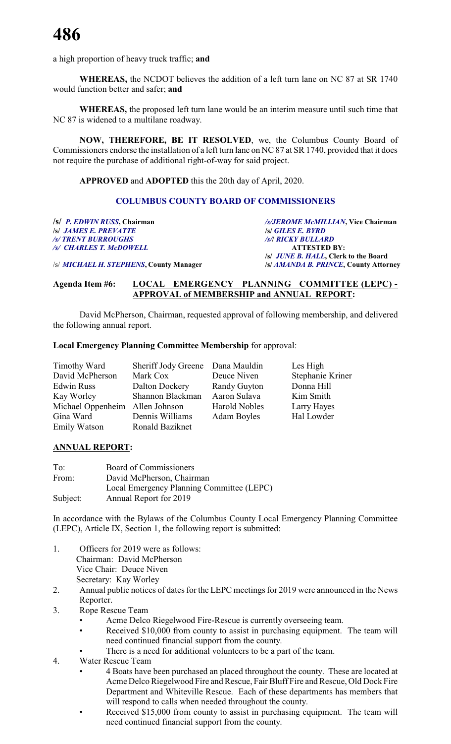a high proportion of heavy truck traffic; **and**

**WHEREAS,** the NCDOT believes the addition of a left turn lane on NC 87 at SR 1740 would function better and safer; **and**

**WHEREAS,** the proposed left turn lane would be an interim measure until such time that NC 87 is widened to a multilane roadway.

**NOW, THEREFORE, BE IT RESOLVED**, we, the Columbus County Board of Commissioners endorse the installation of a left turn lane on NC 87 at SR 1740, provided that it does not require the purchase of additional right-of-way for said project.

**APPROVED** and **ADOPTED** this the 20th day of April, 2020.

**COLUMBUS COUNTY BOARD OF COMMISSIONERS**

| | |
|---|---|
| **/s/** ***P. EDWIN RUSS*****, Chairman** | ***/s/JEROME McMILLIAN*****, Vice Chairman** |
| **/s/** ***JAMES E. PREVATTE*** | **/s/** ***GILES E. BYRD*** |
| ***/s/ TRENT BURROUGHS*** | ***/s/l RICKY BULLARD*** |
| ***/s/ CHARLES T. McDOWELL*** | **ATTESTED BY:** |
| | **/s/** ***JUNE B. HALL*****, Clerk to the Board** |
| /s/ ***MICHAEL H. STEPHENS*****, County Manager** | **/s/** ***AMANDA B. PRINCE*****, County Attorney** |

**Agenda Item #6: LOCAL EMERGENCY PLANNING COMMITTEE (LEPC) - APPROVAL of MEMBERSHIP and ANNUAL REPORT:**

David McPherson, Chairman, requested approval of following membership, and delivered the following annual report.

**Local Emergency Planning Committee Membership** for approval:

| | | | |
|---|---|---|---|
| Timothy Ward | Sheriff Jody Greene | Dana Mauldin | Les High |
| David McPherson | Mark Cox | Deuce Niven | Stephanie Kriner |
| Edwin Russ | Dalton Dockery | Randy Guyton | Donna Hill |
| Kay Worley | Shannon Blackman | Aaron Sulava | Kim Smith |
| Michael Oppenheim | Allen Johnson | Harold Nobles | Larry Hayes |
| Gina Ward | Dennis Williams | Adam Boyles | Hal Lowder |
| Emily Watson | Ronald Baziknet | | |

**ANNUAL REPORT:**

| | |
|---|---|
| To: | Board of Commissioners |
| From: | David McPherson, Chairman |
| | Local Emergency Planning Committee (LEPC) |
| Subject: | Annual Report for 2019 |

In accordance with the Bylaws of the Columbus County Local Emergency Planning Committee (LEPC), Article IX, Section 1, the following report is submitted:

1. Officers for 2019 were as follows:
   Chairman: David McPherson
   Vice Chair: Deuce Niven
   Secretary: Kay Worley
2. Annual public notices of dates for the LEPC meetings for 2019 were announced in the News Reporter.
3. Rope Rescue Team
   - Acme Delco Riegelwood Fire-Rescue is currently overseeing team.
   - Received $10,000 from county to assist in purchasing equipment. The team will need continued financial support from the county.
   - There is a need for additional volunteers to be a part of the team.
4. Water Rescue Team
   - 4 Boats have been purchased an placed throughout the county. These are located at Acme Delco Riegelwood Fire and Rescue, Fair Bluff Fire and Rescue, Old Dock Fire Department and Whiteville Rescue. Each of these departments has members that will respond to calls when needed throughout the county.
   - Received $15,000 from county to assist in purchasing equipment. The team will need continued financial support from the county.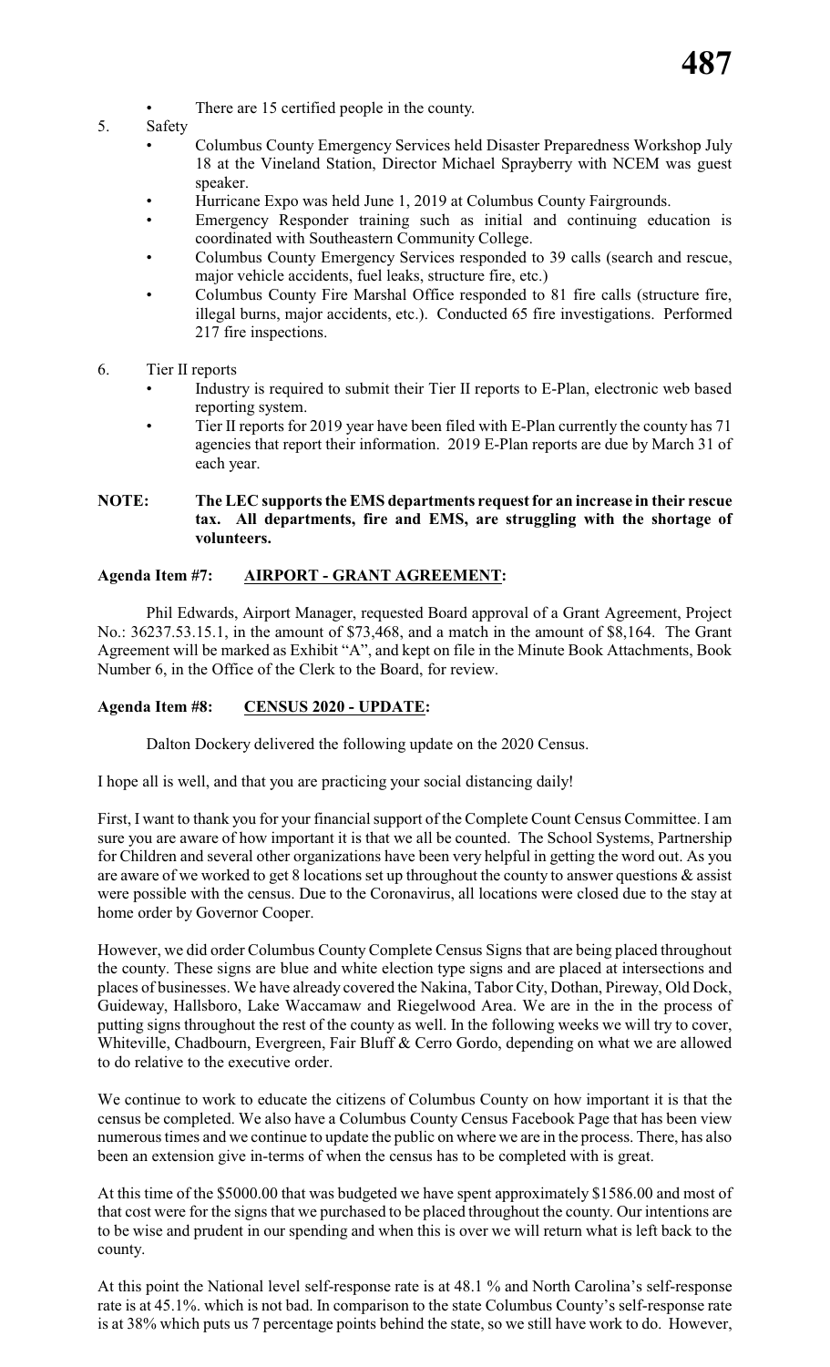- There are 15 certified people in the county.

5. Safety
   - Columbus County Emergency Services held Disaster Preparedness Workshop July 18 at the Vineland Station, Director Michael Sprayberry with NCEM was guest speaker.
   - Hurricane Expo was held June 1, 2019 at Columbus County Fairgrounds.
   - Emergency Responder training such as initial and continuing education is coordinated with Southeastern Community College.
   - Columbus County Emergency Services responded to 39 calls (search and rescue, major vehicle accidents, fuel leaks, structure fire, etc.)
   - Columbus County Fire Marshal Office responded to 81 fire calls (structure fire, illegal burns, major accidents, etc.). Conducted 65 fire investigations. Performed 217 fire inspections.

6. Tier II reports
   - Industry is required to submit their Tier II reports to E-Plan, electronic web based reporting system.
   - Tier II reports for 2019 year have been filed with E-Plan currently the county has 71 agencies that report their information. 2019 E-Plan reports are due by March 31 of each year.

**NOTE: The LEC supports the EMS departments request for an increase in their rescue tax. All departments, fire and EMS, are struggling with the shortage of volunteers.**

**Agenda Item #7: AIRPORT - GRANT AGREEMENT:**

Phil Edwards, Airport Manager, requested Board approval of a Grant Agreement, Project No.: 36237.53.15.1, in the amount of $73,468, and a match in the amount of $8,164. The Grant Agreement will be marked as Exhibit "A", and kept on file in the Minute Book Attachments, Book Number 6, in the Office of the Clerk to the Board, for review.

**Agenda Item #8: CENSUS 2020 - UPDATE:**

Dalton Dockery delivered the following update on the 2020 Census.

I hope all is well, and that you are practicing your social distancing daily!

First, I want to thank you for your financial support of the Complete Count Census Committee. I am sure you are aware of how important it is that we all be counted. The School Systems, Partnership for Children and several other organizations have been very helpful in getting the word out. As you are aware of we worked to get 8 locations set up throughout the county to answer questions & assist were possible with the census. Due to the Coronavirus, all locations were closed due to the stay at home order by Governor Cooper.

However, we did order Columbus County Complete Census Signs that are being placed throughout the county. These signs are blue and white election type signs and are placed at intersections and places of businesses. We have already covered the Nakina, Tabor City, Dothan, Pireway, Old Dock, Guideway, Hallsboro, Lake Waccamaw and Riegelwood Area. We are in the in the process of putting signs throughout the rest of the county as well. In the following weeks we will try to cover, Whiteville, Chadbourn, Evergreen, Fair Bluff & Cerro Gordo, depending on what we are allowed to do relative to the executive order.

We continue to work to educate the citizens of Columbus County on how important it is that the census be completed. We also have a Columbus County Census Facebook Page that has been view numerous times and we continue to update the public on where we are in the process. There, has also been an extension give in-terms of when the census has to be completed with is great.

At this time of the $5000.00 that was budgeted we have spent approximately $1586.00 and most of that cost were for the signs that we purchased to be placed throughout the county. Our intentions are to be wise and prudent in our spending and when this is over we will return what is left back to the county.

At this point the National level self-response rate is at 48.1 % and North Carolina's self-response rate is at 45.1%. which is not bad. In comparison to the state Columbus County's self-response rate is at 38% which puts us 7 percentage points behind the state, so we still have work to do. However,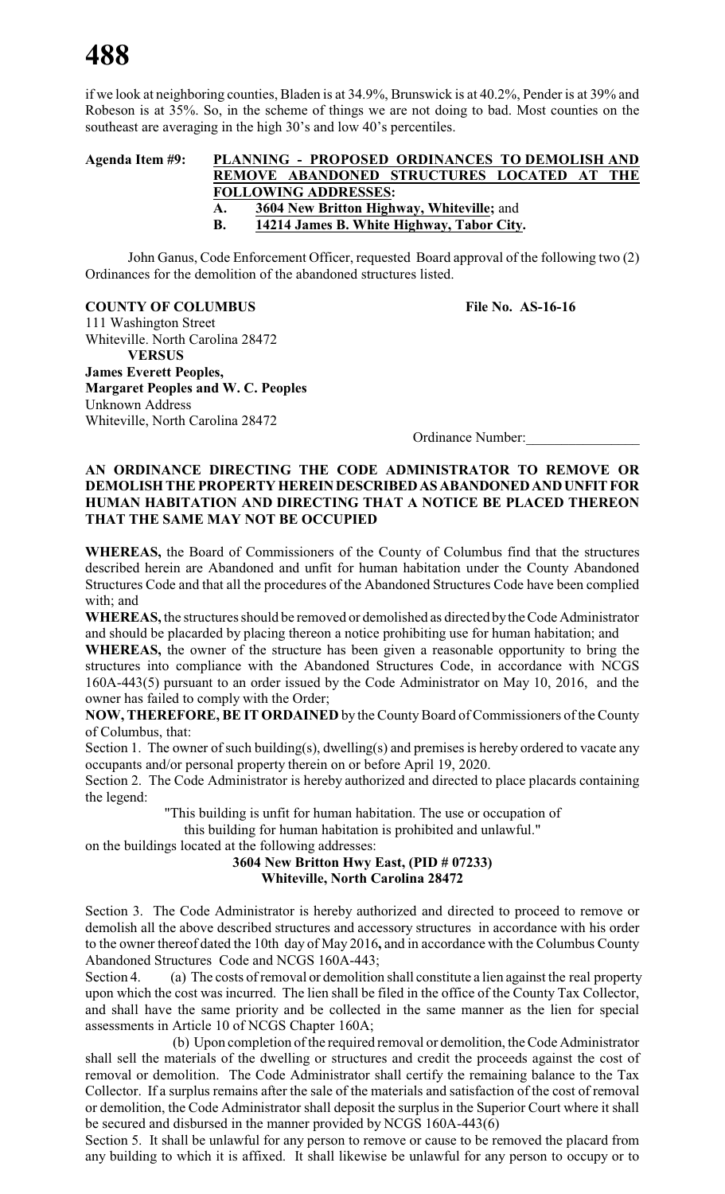if we look at neighboring counties, Bladen is at 34.9%, Brunswick is at 40.2%, Pender is at 39% and Robeson is at 35%. So, in the scheme of things we are not doing to bad. Most counties on the southeast are averaging in the high 30's and low 40's percentiles.

**Agenda Item #9: PLANNING - PROPOSED ORDINANCES TO DEMOLISH AND REMOVE ABANDONED STRUCTURES LOCATED AT THE FOLLOWING ADDRESSES:**

**A. 3604 New Britton Highway, Whiteville;** and
**B. 14214 James B. White Highway, Tabor City.**

John Ganus, Code Enforcement Officer, requested Board approval of the following two (2) Ordinances for the demolition of the abandoned structures listed.

**COUNTY OF COLUMBUS** **File No. AS-16-16**
111 Washington Street
Whiteville. North Carolina 28472
**VERSUS**
**James Everett Peoples,**
**Margaret Peoples and W. C. Peoples**
Unknown Address
Whiteville, North Carolina 28472

Ordinance Number:________________

**AN ORDINANCE DIRECTING THE CODE ADMINISTRATOR TO REMOVE OR DEMOLISH THE PROPERTY HEREIN DESCRIBED AS ABANDONED AND UNFIT FOR HUMAN HABITATION AND DIRECTING THAT A NOTICE BE PLACED THEREON THAT THE SAME MAY NOT BE OCCUPIED**

**WHEREAS,** the Board of Commissioners of the County of Columbus find that the structures described herein are Abandoned and unfit for human habitation under the County Abandoned Structures Code and that all the procedures of the Abandoned Structures Code have been complied with; and

**WHEREAS,** the structures should be removed or demolished as directed by the Code Administrator and should be placarded by placing thereon a notice prohibiting use for human habitation; and

**WHEREAS,** the owner of the structure has been given a reasonable opportunity to bring the structures into compliance with the Abandoned Structures Code, in accordance with NCGS 160A-443(5) pursuant to an order issued by the Code Administrator on May 10, 2016, and the owner has failed to comply with the Order;

**NOW, THEREFORE, BE IT ORDAINED** by the County Board of Commissioners of the County of Columbus, that:

Section 1. The owner of such building(s), dwelling(s) and premises is hereby ordered to vacate any occupants and/or personal property therein on or before April 19, 2020.

Section 2. The Code Administrator is hereby authorized and directed to place placards containing the legend:

"This building is unfit for human habitation. The use or occupation of this building for human habitation is prohibited and unlawful."

on the buildings located at the following addresses:

**3604 New Britton Hwy East, (PID # 07233)**
**Whiteville, North Carolina 28472**

Section 3. The Code Administrator is hereby authorized and directed to proceed to remove or demolish all the above described structures and accessory structures in accordance with his order to the owner thereof dated the 10th day of May 2016**,** and in accordance with the Columbus County Abandoned Structures Code and NCGS 160A-443;

Section 4. (a) The costs of removal or demolition shall constitute a lien against the real property upon which the cost was incurred. The lien shall be filed in the office of the County Tax Collector, and shall have the same priority and be collected in the same manner as the lien for special assessments in Article 10 of NCGS Chapter 160A;

(b) Upon completion of the required removal or demolition, the Code Administrator shall sell the materials of the dwelling or structures and credit the proceeds against the cost of removal or demolition. The Code Administrator shall certify the remaining balance to the Tax Collector. If a surplus remains after the sale of the materials and satisfaction of the cost of removal or demolition, the Code Administrator shall deposit the surplus in the Superior Court where it shall be secured and disbursed in the manner provided by NCGS 160A-443(6)

Section 5. It shall be unlawful for any person to remove or cause to be removed the placard from any building to which it is affixed. It shall likewise be unlawful for any person to occupy or to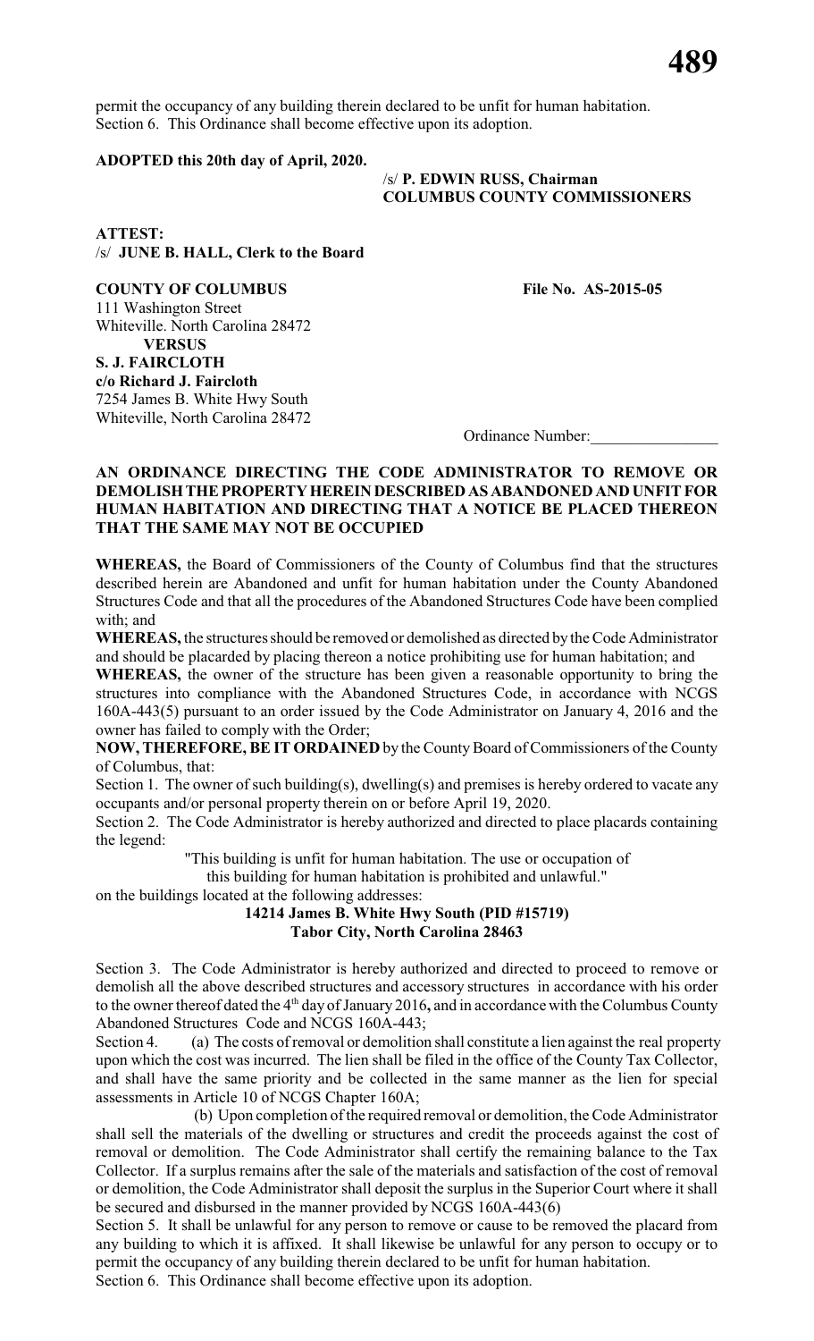permit the occupancy of any building therein declared to be unfit for human habitation.
Section 6. This Ordinance shall become effective upon its adoption.

**ADOPTED this 20th day of April, 2020.**

/s/ **P. EDWIN RUSS, Chairman**
**COLUMBUS COUNTY COMMISSIONERS**

**ATTEST:**
/s/ **JUNE B. HALL, Clerk to the Board**

**COUNTY OF COLUMBUS** **File No. AS-2015-05**
111 Washington Street
Whiteville. North Carolina 28472
**VERSUS**
**S. J. FAIRCLOTH**
**c/o Richard J. Faircloth**
7254 James B. White Hwy South
Whiteville, North Carolina 28472

Ordinance Number:________________

**AN ORDINANCE DIRECTING THE CODE ADMINISTRATOR TO REMOVE OR DEMOLISH THE PROPERTY HEREIN DESCRIBED AS ABANDONED AND UNFIT FOR HUMAN HABITATION AND DIRECTING THAT A NOTICE BE PLACED THEREON THAT THE SAME MAY NOT BE OCCUPIED**

**WHEREAS,** the Board of Commissioners of the County of Columbus find that the structures described herein are Abandoned and unfit for human habitation under the County Abandoned Structures Code and that all the procedures of the Abandoned Structures Code have been complied with; and

**WHEREAS,** the structures should be removed or demolished as directed by the Code Administrator and should be placarded by placing thereon a notice prohibiting use for human habitation; and

**WHEREAS,** the owner of the structure has been given a reasonable opportunity to bring the structures into compliance with the Abandoned Structures Code, in accordance with NCGS 160A-443(5) pursuant to an order issued by the Code Administrator on January 4, 2016 and the owner has failed to comply with the Order;

**NOW, THEREFORE, BE IT ORDAINED** by the County Board of Commissioners of the County of Columbus, that:

Section 1. The owner of such building(s), dwelling(s) and premises is hereby ordered to vacate any occupants and/or personal property therein on or before April 19, 2020.

Section 2. The Code Administrator is hereby authorized and directed to place placards containing the legend:

"This building is unfit for human habitation. The use or occupation of this building for human habitation is prohibited and unlawful."

on the buildings located at the following addresses:

**14214 James B. White Hwy South (PID #15719)**
**Tabor City, North Carolina 28463**

Section 3. The Code Administrator is hereby authorized and directed to proceed to remove or demolish all the above described structures and accessory structures in accordance with his order to the owner thereof dated the 4th day of January 2016**,** and in accordance with the Columbus County Abandoned Structures Code and NCGS 160A-443;

Section 4. (a) The costs of removal or demolition shall constitute a lien against the real property upon which the cost was incurred. The lien shall be filed in the office of the County Tax Collector, and shall have the same priority and be collected in the same manner as the lien for special assessments in Article 10 of NCGS Chapter 160A;

(b) Upon completion of the required removal or demolition, the Code Administrator shall sell the materials of the dwelling or structures and credit the proceeds against the cost of removal or demolition. The Code Administrator shall certify the remaining balance to the Tax Collector. If a surplus remains after the sale of the materials and satisfaction of the cost of removal or demolition, the Code Administrator shall deposit the surplus in the Superior Court where it shall be secured and disbursed in the manner provided by NCGS 160A-443(6)

Section 5. It shall be unlawful for any person to remove or cause to be removed the placard from any building to which it is affixed. It shall likewise be unlawful for any person to occupy or to permit the occupancy of any building therein declared to be unfit for human habitation.

Section 6. This Ordinance shall become effective upon its adoption.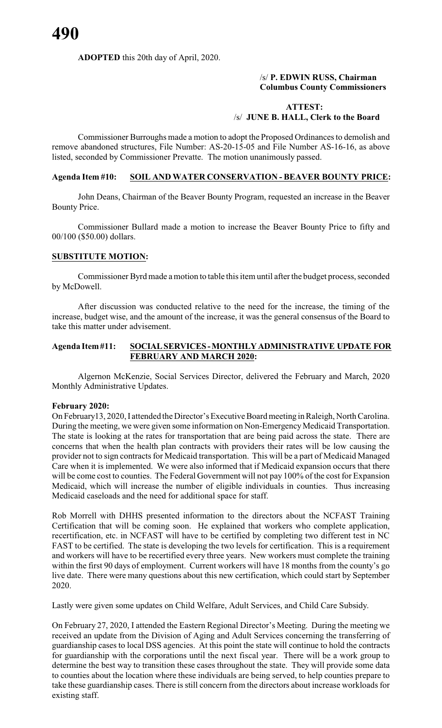**ADOPTED** this 20th day of April, 2020.

/s/ **P. EDWIN RUSS, Chairman**
**Columbus County Commissioners**

**ATTEST:**
/s/ **JUNE B. HALL, Clerk to the Board**

Commissioner Burroughs made a motion to adopt the Proposed Ordinances to demolish and remove abandoned structures, File Number: AS-20-15-05 and File Number AS-16-16, as above listed, seconded by Commissioner Prevatte. The motion unanimously passed.

**Agenda Item #10: SOIL AND WATER CONSERVATION - BEAVER BOUNTY PRICE:**

John Deans, Chairman of the Beaver Bounty Program, requested an increase in the Beaver Bounty Price.

Commissioner Bullard made a motion to increase the Beaver Bounty Price to fifty and 00/100 ($50.00) dollars.

**SUBSTITUTE MOTION:**

Commissioner Byrd made a motion to table this item until after the budget process, seconded by McDowell.

After discussion was conducted relative to the need for the increase, the timing of the increase, budget wise, and the amount of the increase, it was the general consensus of the Board to take this matter under advisement.

**Agenda Item #11: SOCIAL SERVICES - MONTHLY ADMINISTRATIVE UPDATE FOR FEBRUARY AND MARCH 2020:**

Algernon McKenzie, Social Services Director, delivered the February and March, 2020 Monthly Administrative Updates.

**February 2020:**

On February13, 2020, I attended the Director's Executive Board meeting in Raleigh, North Carolina. During the meeting, we were given some information on Non-Emergency Medicaid Transportation. The state is looking at the rates for transportation that are being paid across the state. There are concerns that when the health plan contracts with providers their rates will be low causing the provider not to sign contracts for Medicaid transportation. This will be a part of Medicaid Managed Care when it is implemented. We were also informed that if Medicaid expansion occurs that there will be come cost to counties. The Federal Government will not pay 100% of the cost for Expansion Medicaid, which will increase the number of eligible individuals in counties. Thus increasing Medicaid caseloads and the need for additional space for staff.

Rob Morrell with DHHS presented information to the directors about the NCFAST Training Certification that will be coming soon. He explained that workers who complete application, recertification, etc. in NCFAST will have to be certified by completing two different test in NC FAST to be certified. The state is developing the two levels for certification. This is a requirement and workers will have to be recertified every three years. New workers must complete the training within the first 90 days of employment. Current workers will have 18 months from the county's go live date. There were many questions about this new certification, which could start by September 2020.

Lastly were given some updates on Child Welfare, Adult Services, and Child Care Subsidy.

On February 27, 2020, I attended the Eastern Regional Director's Meeting. During the meeting we received an update from the Division of Aging and Adult Services concerning the transferring of guardianship cases to local DSS agencies. At this point the state will continue to hold the contracts for guardianship with the corporations until the next fiscal year. There will be a work group to determine the best way to transition these cases throughout the state. They will provide some data to counties about the location where these individuals are being served, to help counties prepare to take these guardianship cases. There is still concern from the directors about increase workloads for existing staff.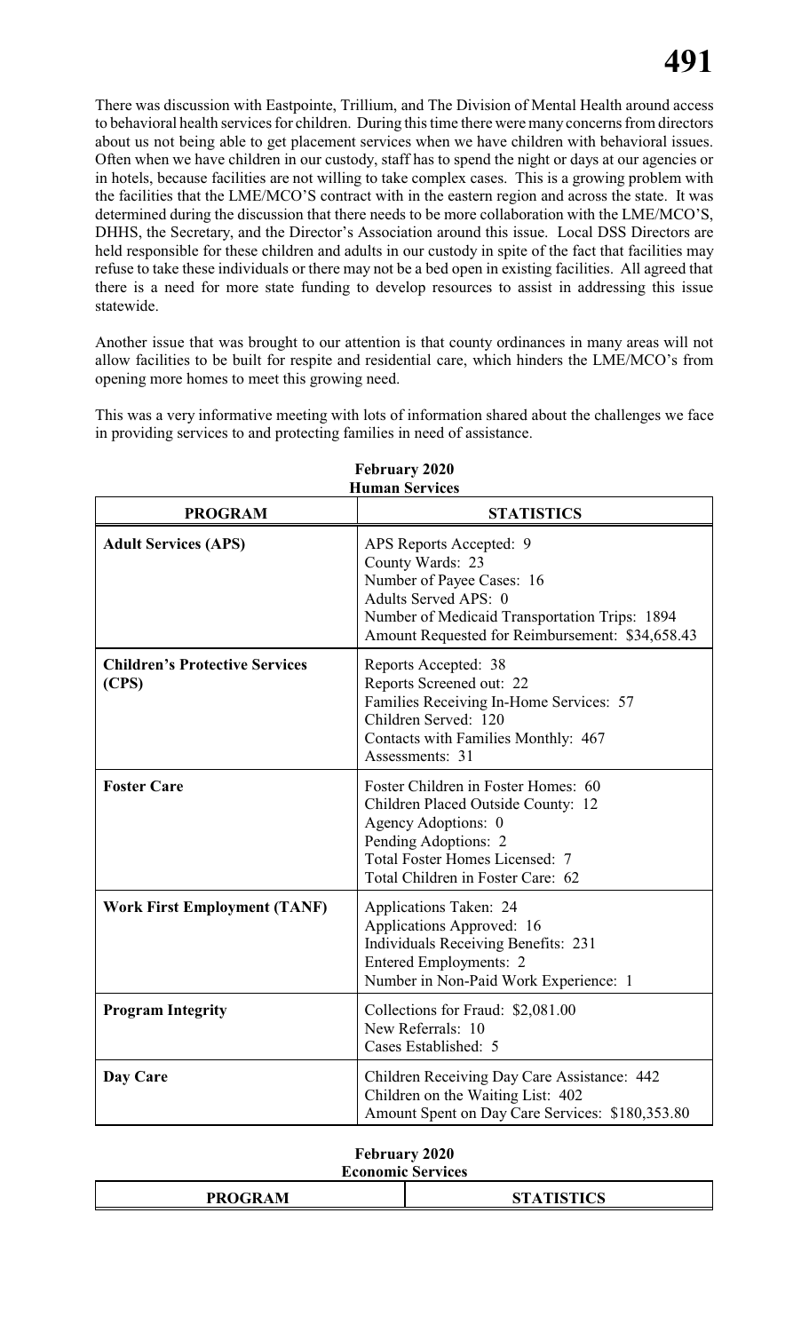There was discussion with Eastpointe, Trillium, and The Division of Mental Health around access to behavioral health services for children. During this time there were many concerns from directors about us not being able to get placement services when we have children with behavioral issues. Often when we have children in our custody, staff has to spend the night or days at our agencies or in hotels, because facilities are not willing to take complex cases. This is a growing problem with the facilities that the LME/MCO'S contract with in the eastern region and across the state. It was determined during the discussion that there needs to be more collaboration with the LME/MCO'S, DHHS, the Secretary, and the Director's Association around this issue. Local DSS Directors are held responsible for these children and adults in our custody in spite of the fact that facilities may refuse to take these individuals or there may not be a bed open in existing facilities. All agreed that there is a need for more state funding to develop resources to assist in addressing this issue statewide.

Another issue that was brought to our attention is that county ordinances in many areas will not allow facilities to be built for respite and residential care, which hinders the LME/MCO's from opening more homes to meet this growing need.

This was a very informative meeting with lots of information shared about the challenges we face in providing services to and protecting families in need of assistance.

**February 2020**
**Human Services**

| PROGRAM | STATISTICS |
|---|---|
| **Adult Services (APS)** | APS Reports Accepted: 9<br>County Wards: 23<br>Number of Payee Cases: 16<br>Adults Served APS: 0<br>Number of Medicaid Transportation Trips: 1894<br>Amount Requested for Reimbursement: $34,658.43 |
| **Children's Protective Services (CPS)** | Reports Accepted: 38<br>Reports Screened out: 22<br>Families Receiving In-Home Services: 57<br>Children Served: 120<br>Contacts with Families Monthly: 467<br>Assessments: 31 |
| **Foster Care** | Foster Children in Foster Homes: 60<br>Children Placed Outside County: 12<br>Agency Adoptions: 0<br>Pending Adoptions: 2<br>Total Foster Homes Licensed: 7<br>Total Children in Foster Care: 62 |
| **Work First Employment (TANF)** | Applications Taken: 24<br>Applications Approved: 16<br>Individuals Receiving Benefits: 231<br>Entered Employments: 2<br>Number in Non-Paid Work Experience: 1 |
| **Program Integrity** | Collections for Fraud: $2,081.00<br>New Referrals: 10<br>Cases Established: 5 |
| **Day Care** | Children Receiving Day Care Assistance: 442<br>Children on the Waiting List: 402<br>Amount Spent on Day Care Services: $180,353.80 |

**February 2020**
**Economic Services**

| PROGRAM | STATISTICS |
|---|---|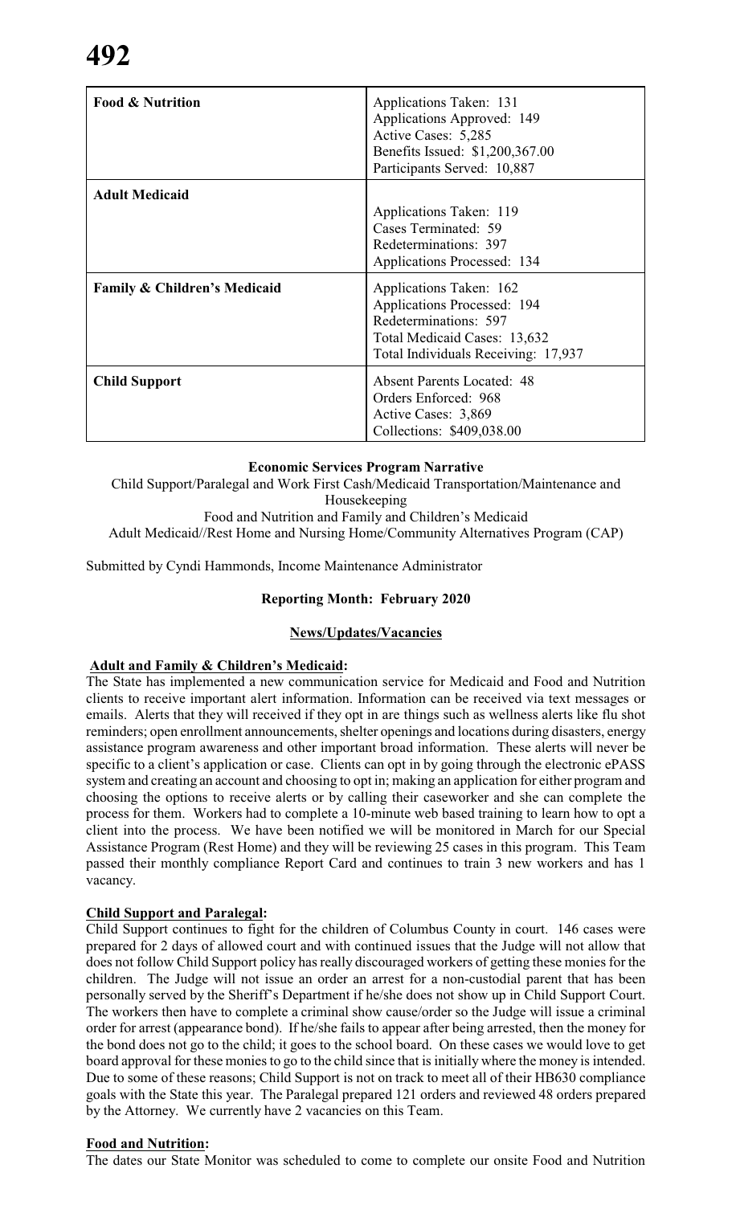| Food & Nutrition | Applications Taken: 131<br>Applications Approved: 149<br>Active Cases: 5,285<br>Benefits Issued: $1,200,367.00<br>Participants Served: 10,887 |
|---|---|
| **Adult Medicaid** | Applications Taken: 119<br>Cases Terminated: 59<br>Redeterminations: 397<br>Applications Processed: 134 |
| **Family & Children's Medicaid** | Applications Taken: 162<br>Applications Processed: 194<br>Redeterminations: 597<br>Total Medicaid Cases: 13,632<br>Total Individuals Receiving: 17,937 |
| **Child Support** | Absent Parents Located: 48<br>Orders Enforced: 968<br>Active Cases: 3,869<br>Collections: $409,038.00 |

**Economic Services Program Narrative**

Child Support/Paralegal and Work First Cash/Medicaid Transportation/Maintenance and Housekeeping

Food and Nutrition and Family and Children's Medicaid

Adult Medicaid//Rest Home and Nursing Home/Community Alternatives Program (CAP)

Submitted by Cyndi Hammonds, Income Maintenance Administrator

**Reporting Month: February 2020**

**News/Updates/Vacancies**

**Adult and Family & Children's Medicaid:**

The State has implemented a new communication service for Medicaid and Food and Nutrition clients to receive important alert information. Information can be received via text messages or emails. Alerts that they will received if they opt in are things such as wellness alerts like flu shot reminders; open enrollment announcements, shelter openings and locations during disasters, energy assistance program awareness and other important broad information. These alerts will never be specific to a client's application or case. Clients can opt in by going through the electronic ePASS system and creating an account and choosing to opt in; making an application for either program and choosing the options to receive alerts or by calling their caseworker and she can complete the process for them. Workers had to complete a 10-minute web based training to learn how to opt a client into the process. We have been notified we will be monitored in March for our Special Assistance Program (Rest Home) and they will be reviewing 25 cases in this program. This Team passed their monthly compliance Report Card and continues to train 3 new workers and has 1 vacancy.

**Child Support and Paralegal:**

Child Support continues to fight for the children of Columbus County in court. 146 cases were prepared for 2 days of allowed court and with continued issues that the Judge will not allow that does not follow Child Support policy has really discouraged workers of getting these monies for the children. The Judge will not issue an order an arrest for a non-custodial parent that has been personally served by the Sheriff's Department if he/she does not show up in Child Support Court. The workers then have to complete a criminal show cause/order so the Judge will issue a criminal order for arrest (appearance bond). If he/she fails to appear after being arrested, then the money for the bond does not go to the child; it goes to the school board. On these cases we would love to get board approval for these monies to go to the child since that is initially where the money is intended. Due to some of these reasons; Child Support is not on track to meet all of their HB630 compliance goals with the State this year. The Paralegal prepared 121 orders and reviewed 48 orders prepared by the Attorney. We currently have 2 vacancies on this Team.

**Food and Nutrition:**

The dates our State Monitor was scheduled to come to complete our onsite Food and Nutrition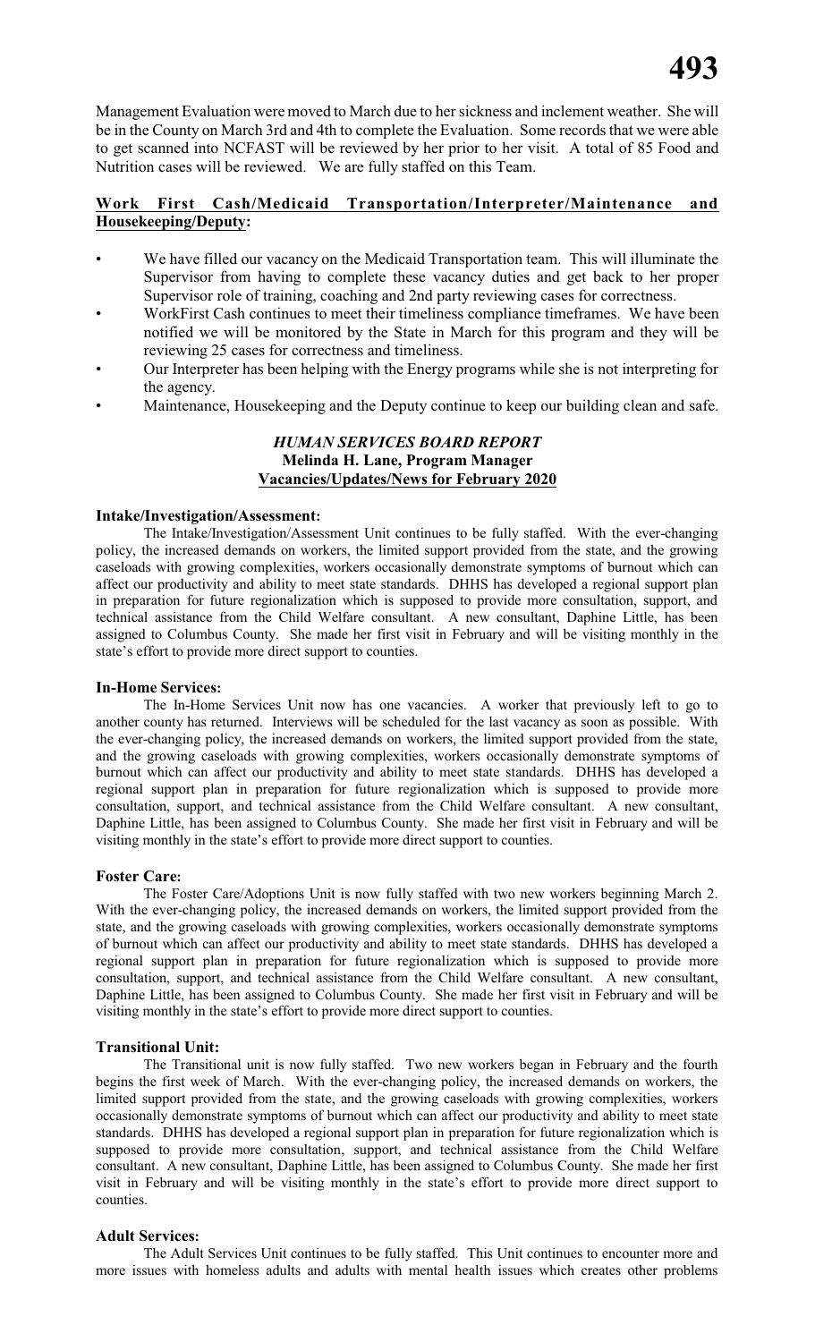Management Evaluation were moved to March due to her sickness and inclement weather. She will be in the County on March 3rd and 4th to complete the Evaluation. Some records that we were able to get scanned into NCFAST will be reviewed by her prior to her visit. A total of 85 Food and Nutrition cases will be reviewed. We are fully staffed on this Team.

**Work First Cash/Medicaid Transportation/Interpreter/Maintenance and Housekeeping/Deputy:**

- We have filled our vacancy on the Medicaid Transportation team. This will illuminate the Supervisor from having to complete these vacancy duties and get back to her proper Supervisor role of training, coaching and 2nd party reviewing cases for correctness.
- WorkFirst Cash continues to meet their timeliness compliance timeframes. We have been notified we will be monitored by the State in March for this program and they will be reviewing 25 cases for correctness and timeliness.
- Our Interpreter has been helping with the Energy programs while she is not interpreting for the agency.
- Maintenance, Housekeeping and the Deputy continue to keep our building clean and safe.

***HUMAN SERVICES BOARD REPORT***
**Melinda H. Lane, Program Manager**
**Vacancies/Updates/News for February 2020**

**Intake/Investigation/Assessment:**

The Intake/Investigation/Assessment Unit continues to be fully staffed. With the ever-changing policy, the increased demands on workers, the limited support provided from the state, and the growing caseloads with growing complexities, workers occasionally demonstrate symptoms of burnout which can affect our productivity and ability to meet state standards. DHHS has developed a regional support plan in preparation for future regionalization which is supposed to provide more consultation, support, and technical assistance from the Child Welfare consultant. A new consultant, Daphine Little, has been assigned to Columbus County. She made her first visit in February and will be visiting monthly in the state's effort to provide more direct support to counties.

**In-Home Services:**

The In-Home Services Unit now has one vacancies. A worker that previously left to go to another county has returned. Interviews will be scheduled for the last vacancy as soon as possible. With the ever-changing policy, the increased demands on workers, the limited support provided from the state, and the growing caseloads with growing complexities, workers occasionally demonstrate symptoms of burnout which can affect our productivity and ability to meet state standards. DHHS has developed a regional support plan in preparation for future regionalization which is supposed to provide more consultation, support, and technical assistance from the Child Welfare consultant. A new consultant, Daphine Little, has been assigned to Columbus County. She made her first visit in February and will be visiting monthly in the state's effort to provide more direct support to counties.

**Foster Care:**

The Foster Care/Adoptions Unit is now fully staffed with two new workers beginning March 2. With the ever-changing policy, the increased demands on workers, the limited support provided from the state, and the growing caseloads with growing complexities, workers occasionally demonstrate symptoms of burnout which can affect our productivity and ability to meet state standards. DHHS has developed a regional support plan in preparation for future regionalization which is supposed to provide more consultation, support, and technical assistance from the Child Welfare consultant. A new consultant, Daphine Little, has been assigned to Columbus County. She made her first visit in February and will be visiting monthly in the state's effort to provide more direct support to counties.

**Transitional Unit:**

The Transitional unit is now fully staffed. Two new workers began in February and the fourth begins the first week of March. With the ever-changing policy, the increased demands on workers, the limited support provided from the state, and the growing caseloads with growing complexities, workers occasionally demonstrate symptoms of burnout which can affect our productivity and ability to meet state standards. DHHS has developed a regional support plan in preparation for future regionalization which is supposed to provide more consultation, support, and technical assistance from the Child Welfare consultant. A new consultant, Daphine Little, has been assigned to Columbus County. She made her first visit in February and will be visiting monthly in the state's effort to provide more direct support to counties.

**Adult Services:**

The Adult Services Unit continues to be fully staffed. This Unit continues to encounter more and more issues with homeless adults and adults with mental health issues which creates other problems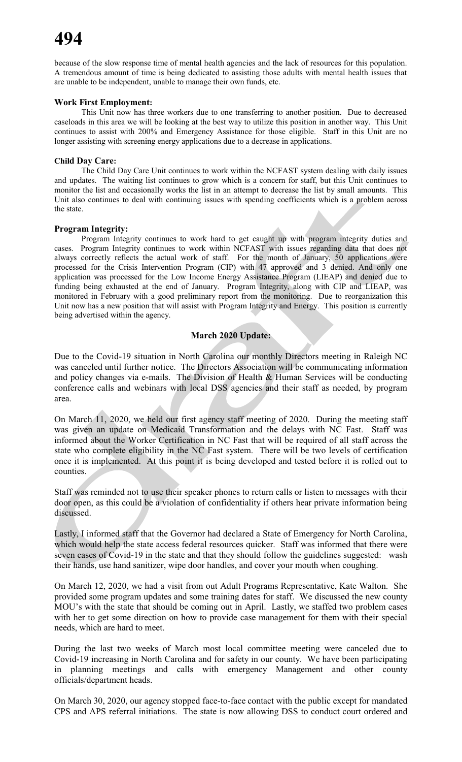because of the slow response time of mental health agencies and the lack of resources for this population. A tremendous amount of time is being dedicated to assisting those adults with mental health issues that are unable to be independent, unable to manage their own funds, etc.

**Work First Employment:**

This Unit now has three workers due to one transferring to another position. Due to decreased caseloads in this area we will be looking at the best way to utilize this position in another way. This Unit continues to assist with 200% and Emergency Assistance for those eligible. Staff in this Unit are no longer assisting with screening energy applications due to a decrease in applications.

**Child Day Care:**

The Child Day Care Unit continues to work within the NCFAST system dealing with daily issues and updates. The waiting list continues to grow which is a concern for staff, but this Unit continues to monitor the list and occasionally works the list in an attempt to decrease the list by small amounts. This Unit also continues to deal with continuing issues with spending coefficients which is a problem across the state.

**Program Integrity:**

Program Integrity continues to work hard to get caught up with program integrity duties and cases. Program Integrity continues to work within NCFAST with issues regarding data that does not always correctly reflects the actual work of staff. For the month of January, 50 applications were processed for the Crisis Intervention Program (CIP) with 47 approved and 3 denied. And only one application was processed for the Low Income Energy Assistance Program (LIEAP) and denied due to funding being exhausted at the end of January. Program Integrity, along with CIP and LIEAP, was monitored in February with a good preliminary report from the monitoring. Due to reorganization this Unit now has a new position that will assist with Program Integrity and Energy. This position is currently being advertised within the agency.

**March 2020 Update:**

Due to the Covid-19 situation in North Carolina our monthly Directors meeting in Raleigh NC was canceled until further notice. The Directors Association will be communicating information and policy changes via e-mails. The Division of Health & Human Services will be conducting conference calls and webinars with local DSS agencies and their staff as needed, by program area.

On March 11, 2020, we held our first agency staff meeting of 2020. During the meeting staff was given an update on Medicaid Transformation and the delays with NC Fast. Staff was informed about the Worker Certification in NC Fast that will be required of all staff across the state who complete eligibility in the NC Fast system. There will be two levels of certification once it is implemented. At this point it is being developed and tested before it is rolled out to counties.

Staff was reminded not to use their speaker phones to return calls or listen to messages with their door open, as this could be a violation of confidentiality if others hear private information being discussed.

Lastly, I informed staff that the Governor had declared a State of Emergency for North Carolina, which would help the state access federal resources quicker. Staff was informed that there were seven cases of Covid-19 in the state and that they should follow the guidelines suggested: wash their hands, use hand sanitizer, wipe door handles, and cover your mouth when coughing.

On March 12, 2020, we had a visit from out Adult Programs Representative, Kate Walton. She provided some program updates and some training dates for staff. We discussed the new county MOU's with the state that should be coming out in April. Lastly, we staffed two problem cases with her to get some direction on how to provide case management for them with their special needs, which are hard to meet.

During the last two weeks of March most local committee meeting were canceled due to Covid-19 increasing in North Carolina and for safety in our county. We have been participating in planning meetings and calls with emergency Management and other county officials/department heads.

On March 30, 2020, our agency stopped face-to-face contact with the public except for mandated CPS and APS referral initiations. The state is now allowing DSS to conduct court ordered and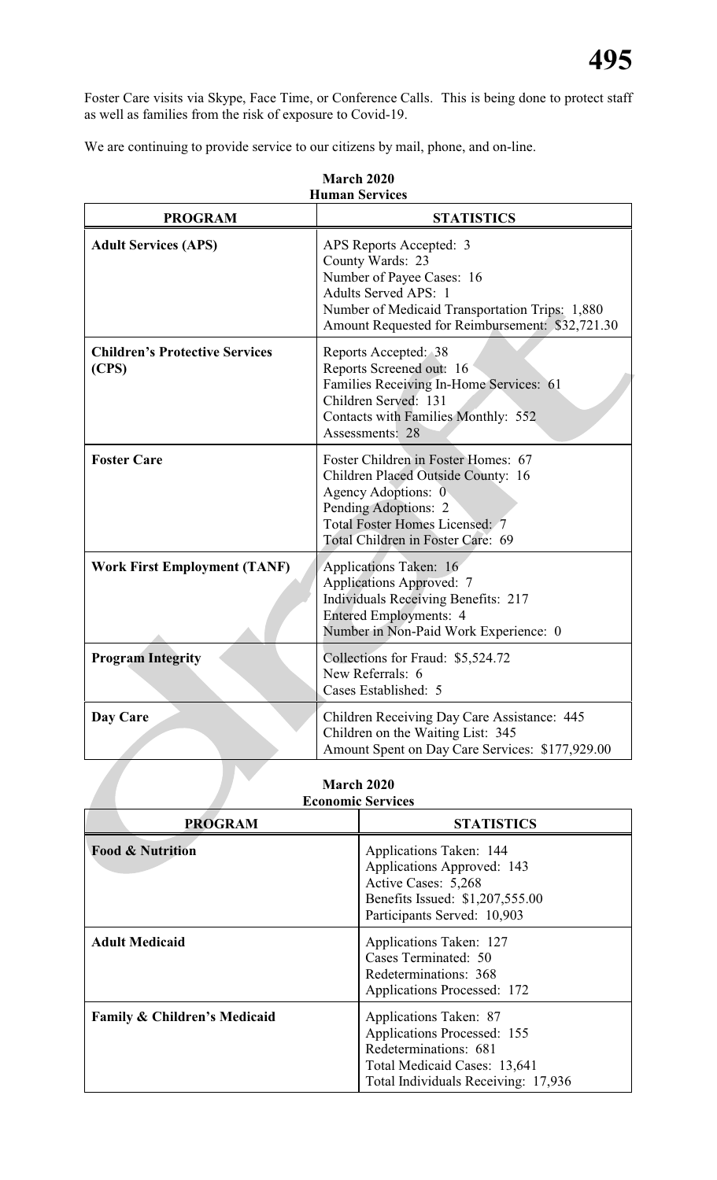Foster Care visits via Skype, Face Time, or Conference Calls. This is being done to protect staff as well as families from the risk of exposure to Covid-19.

We are continuing to provide service to our citizens by mail, phone, and on-line.

**March 2020**
**Human Services**

| PROGRAM | STATISTICS |
|---|---|
| **Adult Services (APS)** | APS Reports Accepted: 3<br>County Wards: 23<br>Number of Payee Cases: 16<br>Adults Served APS: 1<br>Number of Medicaid Transportation Trips: 1,880<br>Amount Requested for Reimbursement: $32,721.30 |
| **Children's Protective Services (CPS)** | Reports Accepted: 38<br>Reports Screened out: 16<br>Families Receiving In-Home Services: 61<br>Children Served: 131<br>Contacts with Families Monthly: 552<br>Assessments: 28 |
| **Foster Care** | Foster Children in Foster Homes: 67<br>Children Placed Outside County: 16<br>Agency Adoptions: 0<br>Pending Adoptions: 2<br>Total Foster Homes Licensed: 7<br>Total Children in Foster Care: 69 |
| **Work First Employment (TANF)** | Applications Taken: 16<br>Applications Approved: 7<br>Individuals Receiving Benefits: 217<br>Entered Employments: 4<br>Number in Non-Paid Work Experience: 0 |
| **Program Integrity** | Collections for Fraud: $5,524.72<br>New Referrals: 6<br>Cases Established: 5 |
| **Day Care** | Children Receiving Day Care Assistance: 445<br>Children on the Waiting List: 345<br>Amount Spent on Day Care Services: $177,929.00 |

**March 2020**
**Economic Services**

| PROGRAM | STATISTICS |
|---|---|
| **Food & Nutrition** | Applications Taken: 144<br>Applications Approved: 143<br>Active Cases: 5,268<br>Benefits Issued: $1,207,555.00<br>Participants Served: 10,903 |
| **Adult Medicaid** | Applications Taken: 127<br>Cases Terminated: 50<br>Redeterminations: 368<br>Applications Processed: 172 |
| **Family & Children's Medicaid** | Applications Taken: 87<br>Applications Processed: 155<br>Redeterminations: 681<br>Total Medicaid Cases: 13,641<br>Total Individuals Receiving: 17,936 |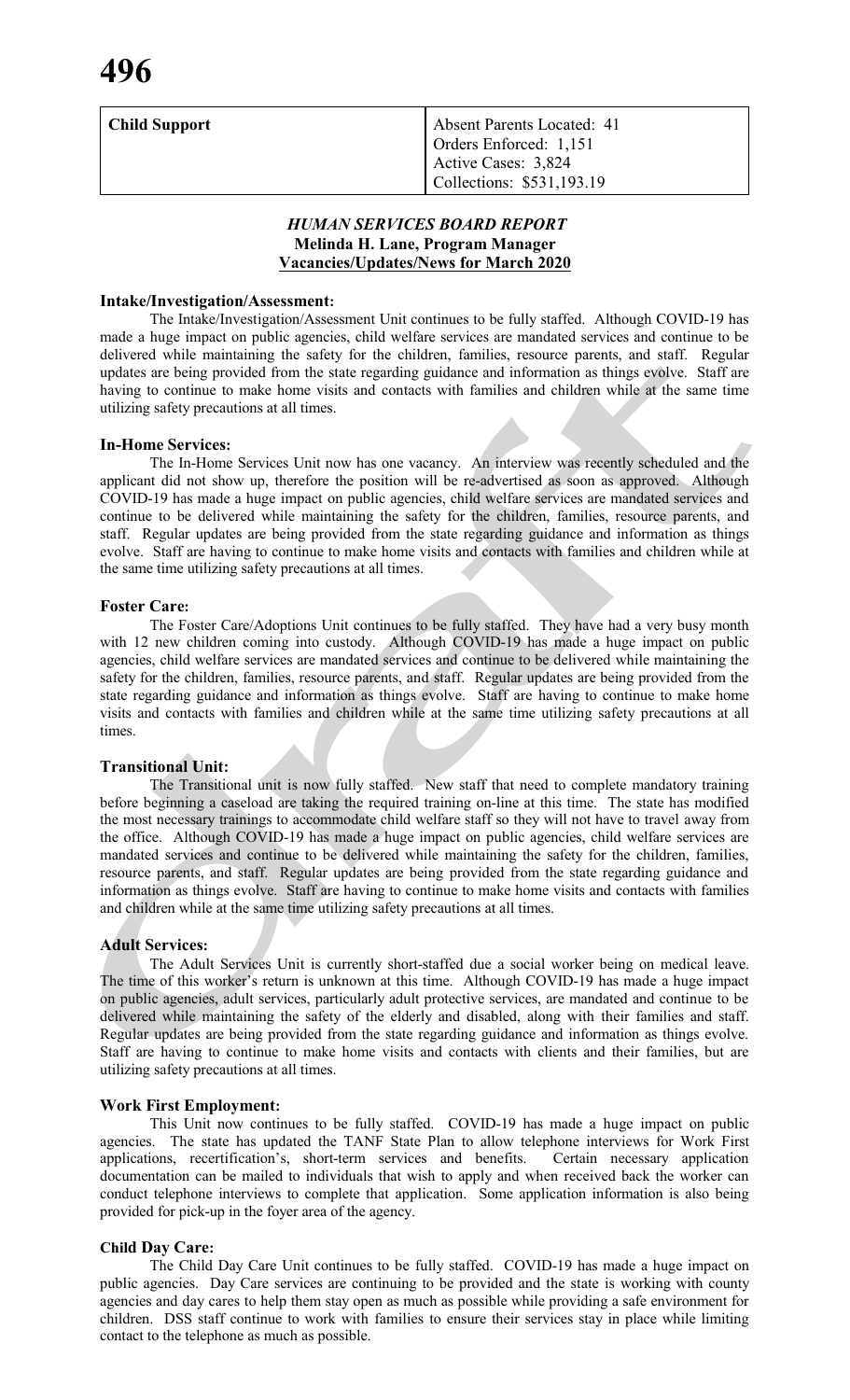| Child Support | Absent Parents Located: 41<br>Orders Enforced: 1,151<br>Active Cases: 3,824<br>Collections: $531,193.19 |
|---|---|

### *HUMAN SERVICES BOARD REPORT*
**Melinda H. Lane, Program Manager**
**Vacancies/Updates/News for March 2020**

**Intake/Investigation/Assessment:**

The Intake/Investigation/Assessment Unit continues to be fully staffed. Although COVID-19 has made a huge impact on public agencies, child welfare services are mandated services and continue to be delivered while maintaining the safety for the children, families, resource parents, and staff. Regular updates are being provided from the state regarding guidance and information as things evolve. Staff are having to continue to make home visits and contacts with families and children while at the same time utilizing safety precautions at all times.

**In-Home Services:**

The In-Home Services Unit now has one vacancy. An interview was recently scheduled and the applicant did not show up, therefore the position will be re-advertised as soon as approved. Although COVID-19 has made a huge impact on public agencies, child welfare services are mandated services and continue to be delivered while maintaining the safety for the children, families, resource parents, and staff. Regular updates are being provided from the state regarding guidance and information as things evolve. Staff are having to continue to make home visits and contacts with families and children while at the same time utilizing safety precautions at all times.

**Foster Care:**

The Foster Care/Adoptions Unit continues to be fully staffed. They have had a very busy month with 12 new children coming into custody. Although COVID-19 has made a huge impact on public agencies, child welfare services are mandated services and continue to be delivered while maintaining the safety for the children, families, resource parents, and staff. Regular updates are being provided from the state regarding guidance and information as things evolve. Staff are having to continue to make home visits and contacts with families and children while at the same time utilizing safety precautions at all times.

**Transitional Unit:**

The Transitional unit is now fully staffed. New staff that need to complete mandatory training before beginning a caseload are taking the required training on-line at this time. The state has modified the most necessary trainings to accommodate child welfare staff so they will not have to travel away from the office. Although COVID-19 has made a huge impact on public agencies, child welfare services are mandated services and continue to be delivered while maintaining the safety for the children, families, resource parents, and staff. Regular updates are being provided from the state regarding guidance and information as things evolve. Staff are having to continue to make home visits and contacts with families and children while at the same time utilizing safety precautions at all times.

**Adult Services:**

The Adult Services Unit is currently short-staffed due a social worker being on medical leave. The time of this worker's return is unknown at this time. Although COVID-19 has made a huge impact on public agencies, adult services, particularly adult protective services, are mandated and continue to be delivered while maintaining the safety of the elderly and disabled, along with their families and staff. Regular updates are being provided from the state regarding guidance and information as things evolve. Staff are having to continue to make home visits and contacts with clients and their families, but are utilizing safety precautions at all times.

**Work First Employment:**

This Unit now continues to be fully staffed. COVID-19 has made a huge impact on public agencies. The state has updated the TANF State Plan to allow telephone interviews for Work First applications, recertification's, short-term services and benefits. Certain necessary application documentation can be mailed to individuals that wish to apply and when received back the worker can conduct telephone interviews to complete that application. Some application information is also being provided for pick-up in the foyer area of the agency.

**Child Day Care:**

The Child Day Care Unit continues to be fully staffed. COVID-19 has made a huge impact on public agencies. Day Care services are continuing to be provided and the state is working with county agencies and day cares to help them stay open as much as possible while providing a safe environment for children. DSS staff continue to work with families to ensure their services stay in place while limiting contact to the telephone as much as possible.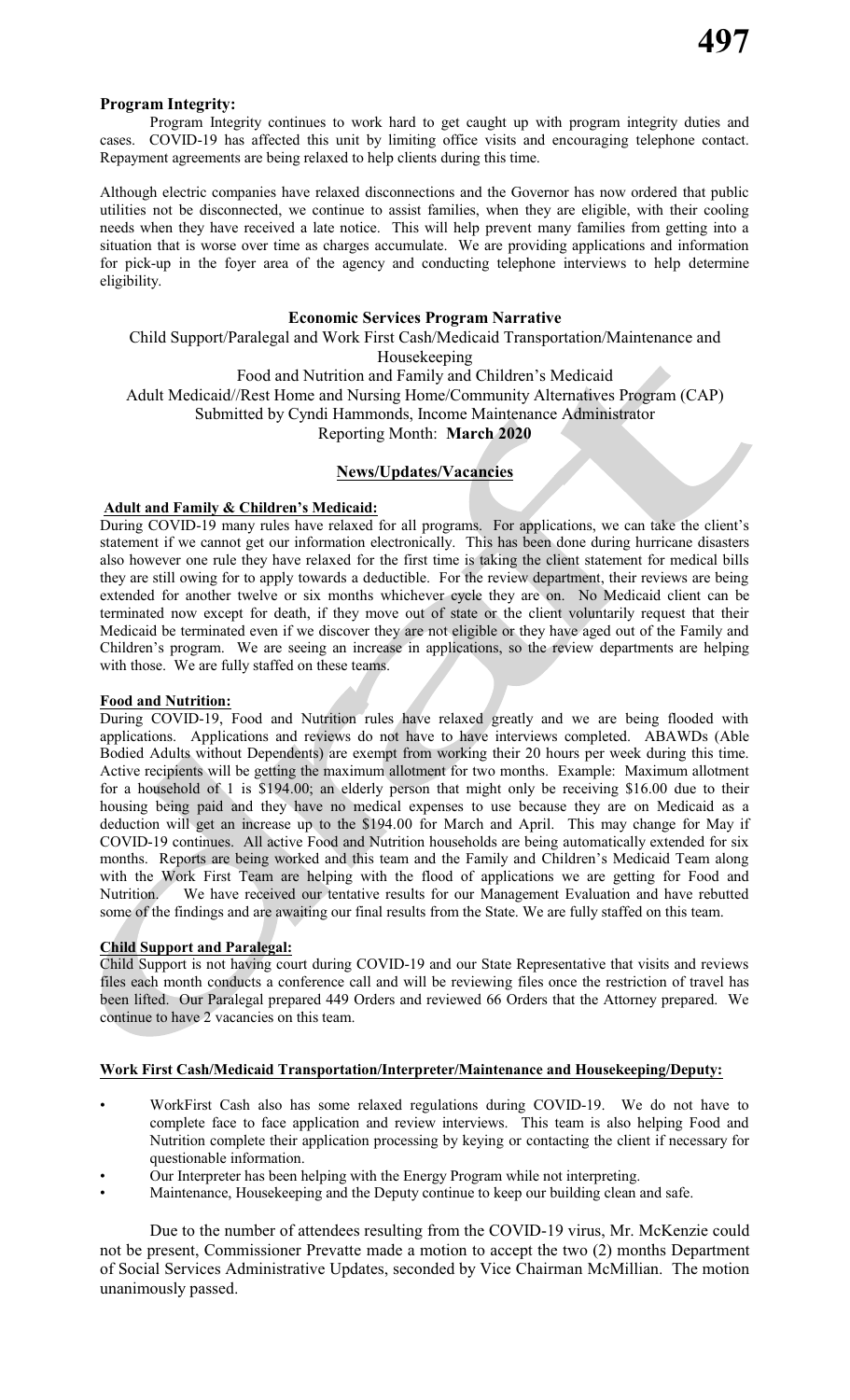**Program Integrity:**

Program Integrity continues to work hard to get caught up with program integrity duties and cases. COVID-19 has affected this unit by limiting office visits and encouraging telephone contact. Repayment agreements are being relaxed to help clients during this time.

Although electric companies have relaxed disconnections and the Governor has now ordered that public utilities not be disconnected, we continue to assist families, when they are eligible, with their cooling needs when they have received a late notice. This will help prevent many families from getting into a situation that is worse over time as charges accumulate. We are providing applications and information for pick-up in the foyer area of the agency and conducting telephone interviews to help determine eligibility.

**Economic Services Program Narrative**

Child Support/Paralegal and Work First Cash/Medicaid Transportation/Maintenance and Housekeeping

Food and Nutrition and Family and Children's Medicaid

Adult Medicaid//Rest Home and Nursing Home/Community Alternatives Program (CAP)

Submitted by Cyndi Hammonds, Income Maintenance Administrator

Reporting Month: **March 2020**

**News/Updates/Vacancies**

**Adult and Family & Children's Medicaid:**

During COVID-19 many rules have relaxed for all programs. For applications, we can take the client's statement if we cannot get our information electronically. This has been done during hurricane disasters also however one rule they have relaxed for the first time is taking the client statement for medical bills they are still owing for to apply towards a deductible. For the review department, their reviews are being extended for another twelve or six months whichever cycle they are on. No Medicaid client can be terminated now except for death, if they move out of state or the client voluntarily request that their Medicaid be terminated even if we discover they are not eligible or they have aged out of the Family and Children's program. We are seeing an increase in applications, so the review departments are helping with those. We are fully staffed on these teams.

**Food and Nutrition:**

During COVID-19, Food and Nutrition rules have relaxed greatly and we are being flooded with applications. Applications and reviews do not have to have interviews completed. ABAWDs (Able Bodied Adults without Dependents) are exempt from working their 20 hours per week during this time. Active recipients will be getting the maximum allotment for two months. Example: Maximum allotment for a household of 1 is $194.00; an elderly person that might only be receiving $16.00 due to their housing being paid and they have no medical expenses to use because they are on Medicaid as a deduction will get an increase up to the $194.00 for March and April. This may change for May if COVID-19 continues. All active Food and Nutrition households are being automatically extended for six months. Reports are being worked and this team and the Family and Children's Medicaid Team along with the Work First Team are helping with the flood of applications we are getting for Food and Nutrition. We have received our tentative results for our Management Evaluation and have rebutted some of the findings and are awaiting our final results from the State. We are fully staffed on this team.

**Child Support and Paralegal:**

Child Support is not having court during COVID-19 and our State Representative that visits and reviews files each month conducts a conference call and will be reviewing files once the restriction of travel has been lifted. Our Paralegal prepared 449 Orders and reviewed 66 Orders that the Attorney prepared. We continue to have 2 vacancies on this team.

**Work First Cash/Medicaid Transportation/Interpreter/Maintenance and Housekeeping/Deputy:**

- WorkFirst Cash also has some relaxed regulations during COVID-19. We do not have to complete face to face application and review interviews. This team is also helping Food and Nutrition complete their application processing by keying or contacting the client if necessary for questionable information.
- Our Interpreter has been helping with the Energy Program while not interpreting.
- Maintenance, Housekeeping and the Deputy continue to keep our building clean and safe.

Due to the number of attendees resulting from the COVID-19 virus, Mr. McKenzie could not be present, Commissioner Prevatte made a motion to accept the two (2) months Department of Social Services Administrative Updates, seconded by Vice Chairman McMillian. The motion unanimously passed.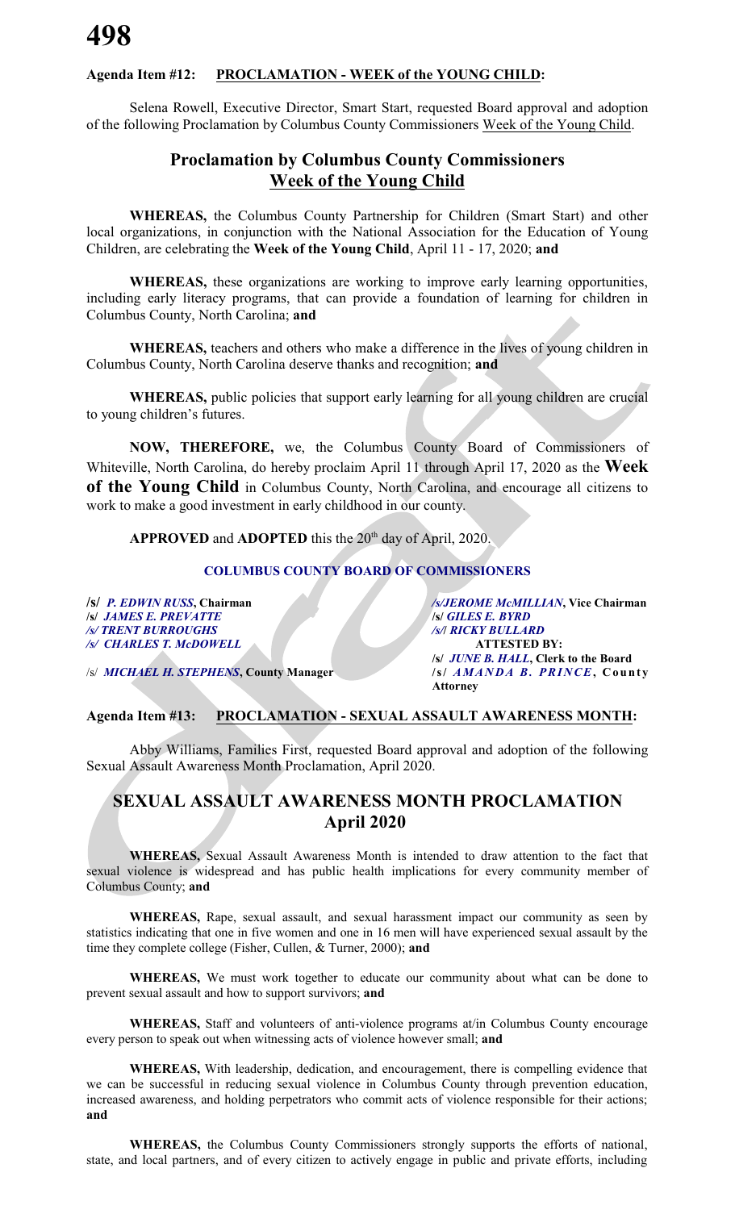**Agenda Item #12: PROCLAMATION - WEEK of the YOUNG CHILD:**

Selena Rowell, Executive Director, Smart Start, requested Board approval and adoption of the following Proclamation by Columbus County Commissioners Week of the Young Child.

## Proclamation by Columbus County Commissioners Week of the Young Child

**WHEREAS,** the Columbus County Partnership for Children (Smart Start) and other local organizations, in conjunction with the National Association for the Education of Young Children, are celebrating the **Week of the Young Child**, April 11 - 17, 2020; **and**

**WHEREAS,** these organizations are working to improve early learning opportunities, including early literacy programs, that can provide a foundation of learning for children in Columbus County, North Carolina; **and**

**WHEREAS,** teachers and others who make a difference in the lives of young children in Columbus County, North Carolina deserve thanks and recognition; **and**

**WHEREAS,** public policies that support early learning for all young children are crucial to young children's futures.

**NOW, THEREFORE,** we, the Columbus County Board of Commissioners of Whiteville, North Carolina, do hereby proclaim April 11 through April 17, 2020 as the **Week of the Young Child** in Columbus County, North Carolina, and encourage all citizens to work to make a good investment in early childhood in our county.

**APPROVED** and **ADOPTED** this the 20th day of April, 2020.

**COLUMBUS COUNTY BOARD OF COMMISSIONERS**

/s/ *P. EDWIN RUSS*, Chairman
/s/ *JAMES E. PREVATTE*
/s/ *TRENT BURROUGHS*
/s/ *CHARLES T. McDOWELL*

/s/ *JEROME McMILLIAN*, Vice Chairman
/s/ *GILES E. BYRD*
/s/ *RICKY BULLARD*

ATTESTED BY:
/s/ *JUNE B. HALL*, Clerk to the Board

/s/ *MICHAEL H. STEPHENS*, County Manager
/s/ *AMANDA B. PRINCE*, County Attorney

**Agenda Item #13: PROCLAMATION - SEXUAL ASSAULT AWARENESS MONTH:**

Abby Williams, Families First, requested Board approval and adoption of the following Sexual Assault Awareness Month Proclamation, April 2020.

## SEXUAL ASSAULT AWARENESS MONTH PROCLAMATION April 2020

**WHEREAS,** Sexual Assault Awareness Month is intended to draw attention to the fact that sexual violence is widespread and has public health implications for every community member of Columbus County; **and**

**WHEREAS,** Rape, sexual assault, and sexual harassment impact our community as seen by statistics indicating that one in five women and one in 16 men will have experienced sexual assault by the time they complete college (Fisher, Cullen, & Turner, 2000); **and**

**WHEREAS,** We must work together to educate our community about what can be done to prevent sexual assault and how to support survivors; **and**

**WHEREAS,** Staff and volunteers of anti-violence programs at/in Columbus County encourage every person to speak out when witnessing acts of violence however small; **and**

**WHEREAS,** With leadership, dedication, and encouragement, there is compelling evidence that we can be successful in reducing sexual violence in Columbus County through prevention education, increased awareness, and holding perpetrators who commit acts of violence responsible for their actions; **and**

**WHEREAS,** the Columbus County Commissioners strongly supports the efforts of national, state, and local partners, and of every citizen to actively engage in public and private efforts, including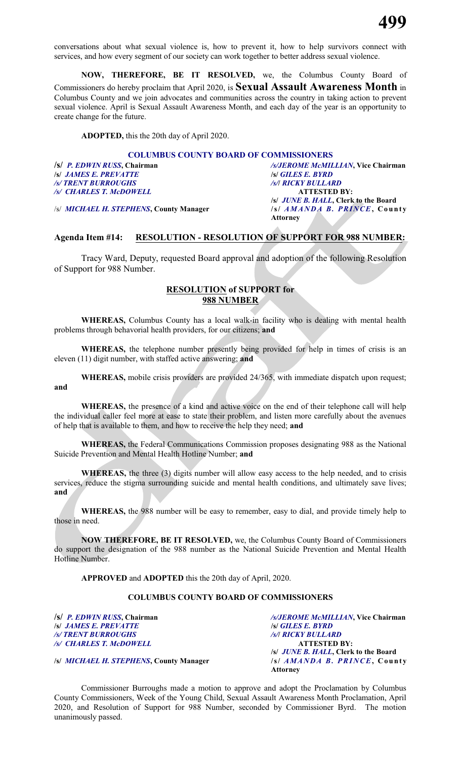conversations about what sexual violence is, how to prevent it, how to help survivors connect with services, and how every segment of our society can work together to better address sexual violence.

**NOW, THEREFORE, BE IT RESOLVED,** we, the Columbus County Board of Commissioners do hereby proclaim that April 2020, is **Sexual Assault Awareness Month** in Columbus County and we join advocates and communities across the country in taking action to prevent sexual violence. April is Sexual Assault Awareness Month, and each day of the year is an opportunity to create change for the future.

**ADOPTED,** this the 20th day of April 2020.

**COLUMBUS COUNTY BOARD OF COMMISSIONERS**

| | |
|---|---|
| **/s/** ***P. EDWIN RUSS*****, Chairman** | ***/s/JEROME McMILLIAN*****, Vice Chairman** |
| **/s/** ***JAMES E. PREVATTE*** | **/s/** ***GILES E. BYRD*** |
| ***/s/ TRENT BURROUGHS*** | ***/s/l RICKY BULLARD*** |
| ***/s/ CHARLES T. McDOWELL*** | **ATTESTED BY:** |
| | **/s/** ***JUNE B. HALL*****, Clerk to the Board** |
| /s/ ***MICHAEL H. STEPHENS*****, County Manager** | **/s/** ***AMANDA B. PRINCE*****, County Attorney** |

**Agenda Item #14: RESOLUTION - RESOLUTION OF SUPPORT FOR 988 NUMBER:**

Tracy Ward, Deputy, requested Board approval and adoption of the following Resolution of Support for 988 Number.

**RESOLUTION of SUPPORT for**
**988 NUMBER**

**WHEREAS,** Columbus County has a local walk-in facility who is dealing with mental health problems through behavorial health providers, for our citizens; **and**

**WHEREAS,** the telephone number presently being provided for help in times of crisis is an eleven (11) digit number, with staffed active answering; **and**

**WHEREAS,** mobile crisis providers are provided 24/365, with immediate dispatch upon request; **and**

**WHEREAS,** the presence of a kind and active voice on the end of their telephone call will help the individual caller feel more at ease to state their problem, and listen more carefully about the avenues of help that is available to them, and how to receive the help they need; **and**

**WHEREAS,** the Federal Communications Commission proposes designating 988 as the National Suicide Prevention and Mental Health Hotline Number; **and**

**WHEREAS,** the three (3) digits number will allow easy access to the help needed, and to crisis services, reduce the stigma surrounding suicide and mental health conditions, and ultimately save lives; **and**

**WHEREAS,** the 988 number will be easy to remember, easy to dial, and provide timely help to those in need.

**NOW THEREFORE, BE IT RESOLVED,** we, the Columbus County Board of Commissioners do support the designation of the 988 number as the National Suicide Prevention and Mental Health Hotline Number.

**APPROVED** and **ADOPTED** this the 20th day of April, 2020.

**COLUMBUS COUNTY BOARD OF COMMISSIONERS**

| | |
|---|---|
| **/s/** ***P. EDWIN RUSS*****, Chairman** | ***/s/JEROME McMILLIAN*****, Vice Chairman** |
| **/s/** ***JAMES E. PREVATTE*** | **/s/** ***GILES E. BYRD*** |
| ***/s/ TRENT BURROUGHS*** | ***/s/l RICKY BULLARD*** |
| ***/s/ CHARLES T. McDOWELL*** | **ATTESTED BY:** |
| | **/s/** ***JUNE B. HALL*****, Clerk to the Board** |
| **/s/** ***MICHAEL H. STEPHENS*****, County Manager** | **/s/** ***AMANDA B. PRINCE*****, County Attorney** |

Commissioner Burroughs made a motion to approve and adopt the Proclamation by Columbus County Commissioners, Week of the Young Child, Sexual Assault Awareness Month Proclamation, April 2020, and Resolution of Support for 988 Number, seconded by Commissioner Byrd. The motion unanimously passed.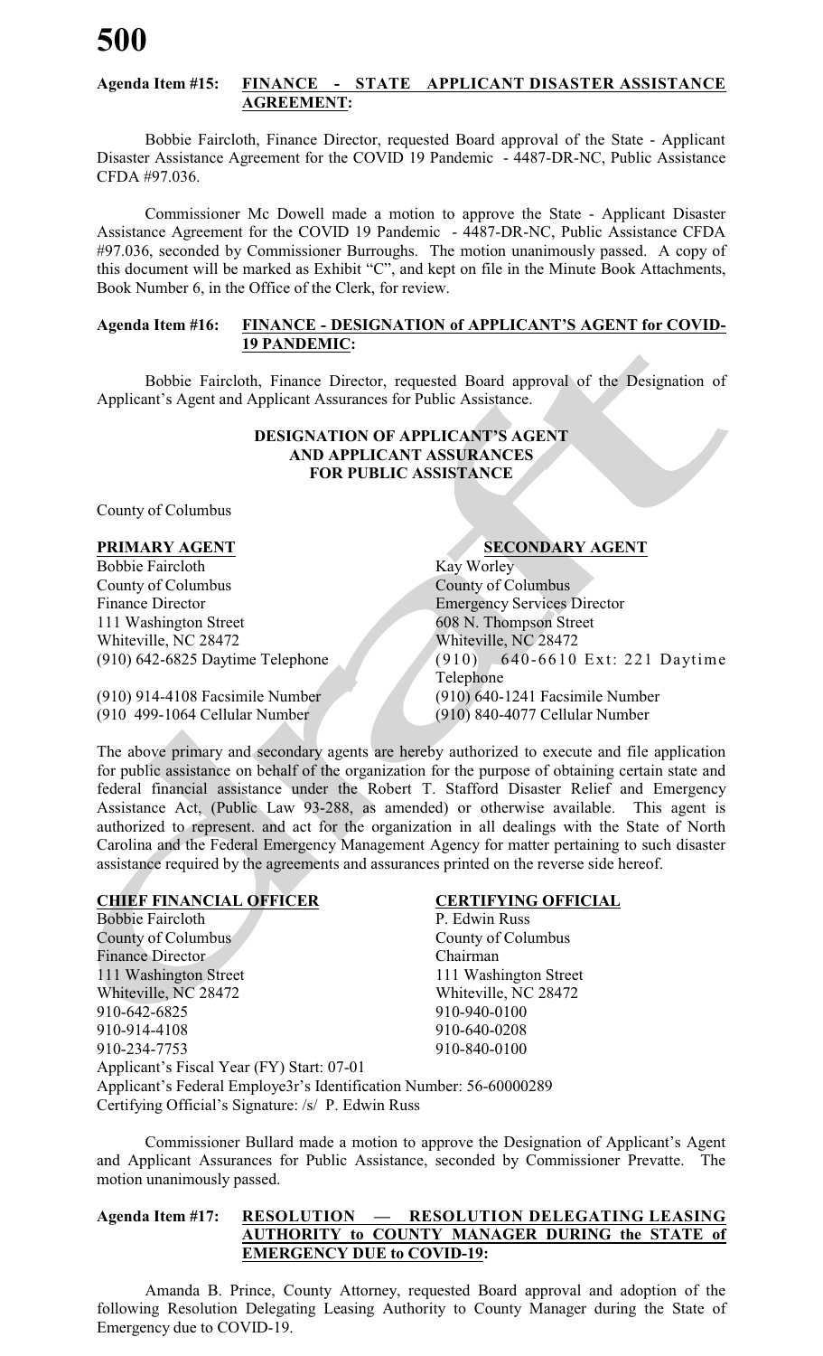**Agenda Item #15: FINANCE - STATE APPLICANT DISASTER ASSISTANCE AGREEMENT:**

Bobbie Faircloth, Finance Director, requested Board approval of the State - Applicant Disaster Assistance Agreement for the COVID 19 Pandemic - 4487-DR-NC, Public Assistance CFDA #97.036.

Commissioner Mc Dowell made a motion to approve the State - Applicant Disaster Assistance Agreement for the COVID 19 Pandemic - 4487-DR-NC, Public Assistance CFDA #97.036, seconded by Commissioner Burroughs. The motion unanimously passed. A copy of this document will be marked as Exhibit "C", and kept on file in the Minute Book Attachments, Book Number 6, in the Office of the Clerk, for review.

**Agenda Item #16: FINANCE - DESIGNATION of APPLICANT'S AGENT for COVID-19 PANDEMIC:**

Bobbie Faircloth, Finance Director, requested Board approval of the Designation of Applicant's Agent and Applicant Assurances for Public Assistance.

**DESIGNATION OF APPLICANT'S AGENT AND APPLICANT ASSURANCES FOR PUBLIC ASSISTANCE**

County of Columbus

| **PRIMARY AGENT** | **SECONDARY AGENT** |
|---|---|
| Bobbie Faircloth | Kay Worley |
| County of Columbus | County of Columbus |
| Finance Director | Emergency Services Director |
| 111 Washington Street | 608 N. Thompson Street |
| Whiteville, NC 28472 | Whiteville, NC 28472 |
| (910) 642-6825 Daytime Telephone | (910) 640-6610 Ext: 221 Daytime Telephone |
| (910) 914-4108 Facsimile Number | (910) 640-1241 Facsimile Number |
| (910 499-1064 Cellular Number | (910) 840-4077 Cellular Number |

The above primary and secondary agents are hereby authorized to execute and file application for public assistance on behalf of the organization for the purpose of obtaining certain state and federal financial assistance under the Robert T. Stafford Disaster Relief and Emergency Assistance Act, (Public Law 93-288, as amended) or otherwise available. This agent is authorized to represent. and act for the organization in all dealings with the State of North Carolina and the Federal Emergency Management Agency for matter pertaining to such disaster assistance required by the agreements and assurances printed on the reverse side hereof.

| **CHIEF FINANCIAL OFFICER** | **CERTIFYING OFFICIAL** |
|---|---|
| Bobbie Faircloth | P. Edwin Russ |
| County of Columbus | County of Columbus |
| Finance Director | Chairman |
| 111 Washington Street | 111 Washington Street |
| Whiteville, NC 28472 | Whiteville, NC 28472 |
| 910-642-6825 | 910-940-0100 |
| 910-914-4108 | 910-640-0208 |
| 910-234-7753 | 910-840-0100 |

Applicant's Fiscal Year (FY) Start: 07-01
Applicant's Federal Employe3r's Identification Number: 56-60000289
Certifying Official's Signature: /s/ P. Edwin Russ

Commissioner Bullard made a motion to approve the Designation of Applicant's Agent and Applicant Assurances for Public Assistance, seconded by Commissioner Prevatte. The motion unanimously passed.

**Agenda Item #17: RESOLUTION — RESOLUTION DELEGATING LEASING AUTHORITY to COUNTY MANAGER DURING the STATE of EMERGENCY DUE to COVID-19:**

Amanda B. Prince, County Attorney, requested Board approval and adoption of the following Resolution Delegating Leasing Authority to County Manager during the State of Emergency due to COVID-19.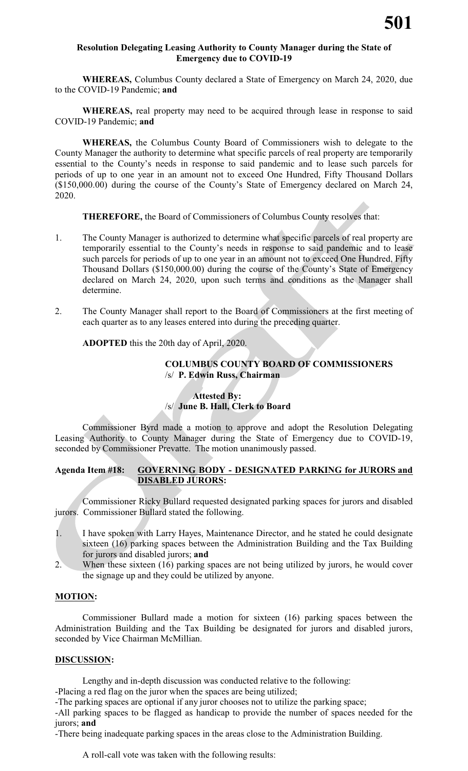### Resolution Delegating Leasing Authority to County Manager during the State of Emergency due to COVID-19

**WHEREAS,** Columbus County declared a State of Emergency on March 24, 2020, due to the COVID-19 Pandemic; **and**

**WHEREAS,** real property may need to be acquired through lease in response to said COVID-19 Pandemic; **and**

**WHEREAS,** the Columbus County Board of Commissioners wish to delegate to the County Manager the authority to determine what specific parcels of real property are temporarily essential to the County's needs in response to said pandemic and to lease such parcels for periods of up to one year in an amount not to exceed One Hundred, Fifty Thousand Dollars ($150,000.00) during the course of the County's State of Emergency declared on March 24, 2020.

**THEREFORE,** the Board of Commissioners of Columbus County resolves that:

1. The County Manager is authorized to determine what specific parcels of real property are temporarily essential to the County's needs in response to said pandemic and to lease such parcels for periods of up to one year in an amount not to exceed One Hundred, Fifty Thousand Dollars ($150,000.00) during the course of the County's State of Emergency declared on March 24, 2020, upon such terms and conditions as the Manager shall determine.

2. The County Manager shall report to the Board of Commissioners at the first meeting of each quarter as to any leases entered into during the preceding quarter.

**ADOPTED** this the 20th day of April, 2020.

**COLUMBUS COUNTY BOARD OF COMMISSIONERS**
/s/ **P. Edwin Russ, Chairman**

**Attested By:**
/s/ **June B. Hall, Clerk to Board**

Commissioner Byrd made a motion to approve and adopt the Resolution Delegating Leasing Authority to County Manager during the State of Emergency due to COVID-19, seconded by Commissioner Prevatte. The motion unanimously passed.

**Agenda Item #18: <u>GOVERNING BODY - DESIGNATED PARKING for JURORS and DISABLED JURORS</u>:**

Commissioner Ricky Bullard requested designated parking spaces for jurors and disabled jurors. Commissioner Bullard stated the following.

1. I have spoken with Larry Hayes, Maintenance Director, and he stated he could designate sixteen (16) parking spaces between the Administration Building and the Tax Building for jurors and disabled jurors; **and**
2. When these sixteen (16) parking spaces are not being utilized by jurors, he would cover the signage up and they could be utilized by anyone.

**<u>MOTION</u>:**

Commissioner Bullard made a motion for sixteen (16) parking spaces between the Administration Building and the Tax Building be designated for jurors and disabled jurors, seconded by Vice Chairman McMillian.

**<u>DISCUSSION</u>:**

Lengthy and in-depth discussion was conducted relative to the following:

-Placing a red flag on the juror when the spaces are being utilized;
-The parking spaces are optional if any juror chooses not to utilize the parking space;
-All parking spaces to be flagged as handicap to provide the number of spaces needed for the jurors; **and**
-There being inadequate parking spaces in the areas close to the Administration Building.

A roll-call vote was taken with the following results: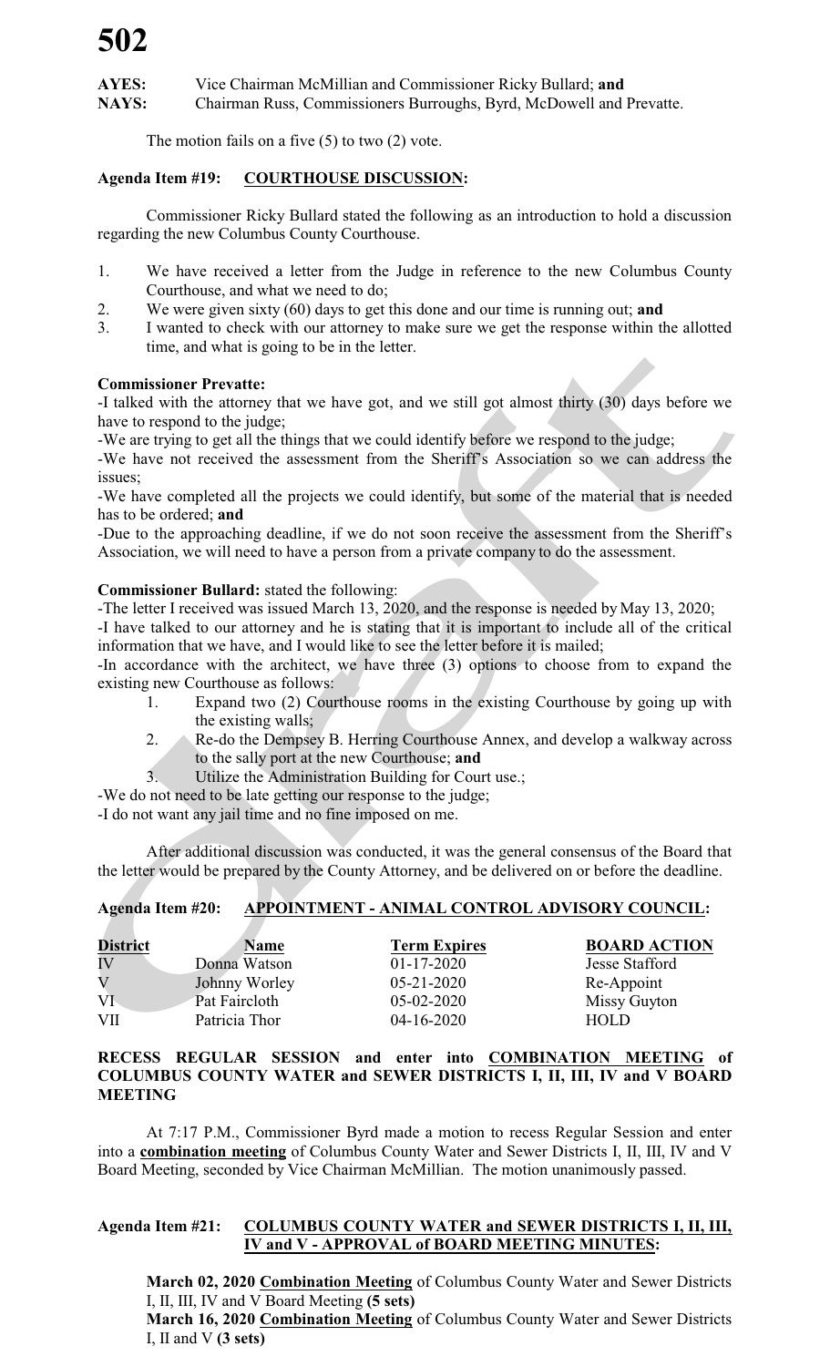**AYES:** Vice Chairman McMillian and Commissioner Ricky Bullard; **and**
**NAYS:** Chairman Russ, Commissioners Burroughs, Byrd, McDowell and Prevatte.

The motion fails on a five (5) to two (2) vote.

**Agenda Item #19: COURTHOUSE DISCUSSION:**

Commissioner Ricky Bullard stated the following as an introduction to hold a discussion regarding the new Columbus County Courthouse.

1. We have received a letter from the Judge in reference to the new Columbus County Courthouse, and what we need to do;
2. We were given sixty (60) days to get this done and our time is running out; **and**
3. I wanted to check with our attorney to make sure we get the response within the allotted time, and what is going to be in the letter.

**Commissioner Prevatte:**
-I talked with the attorney that we have got, and we still got almost thirty (30) days before we have to respond to the judge;
-We are trying to get all the things that we could identify before we respond to the judge;
-We have not received the assessment from the Sheriff's Association so we can address the issues;
-We have completed all the projects we could identify, but some of the material that is needed has to be ordered; **and**
-Due to the approaching deadline, if we do not soon receive the assessment from the Sheriff's Association, we will need to have a person from a private company to do the assessment.

**Commissioner Bullard:** stated the following:
-The letter I received was issued March 13, 2020, and the response is needed by May 13, 2020;
-I have talked to our attorney and he is stating that it is important to include all of the critical information that we have, and I would like to see the letter before it is mailed;
-In accordance with the architect, we have three (3) options to choose from to expand the existing new Courthouse as follows:

1. Expand two (2) Courthouse rooms in the existing Courthouse by going up with the existing walls;
2. Re-do the Dempsey B. Herring Courthouse Annex, and develop a walkway across to the sally port at the new Courthouse; **and**
3. Utilize the Administration Building for Court use.;

-We do not need to be late getting our response to the judge;
-I do not want any jail time and no fine imposed on me.

After additional discussion was conducted, it was the general consensus of the Board that the letter would be prepared by the County Attorney, and be delivered on or before the deadline.

**Agenda Item #20: APPOINTMENT - ANIMAL CONTROL ADVISORY COUNCIL:**

| District | Name | Term Expires | BOARD ACTION |
|---|---|---|---|
| IV | Donna Watson | 01-17-2020 | Jesse Stafford |
| V | Johnny Worley | 05-21-2020 | Re-Appoint |
| VI | Pat Faircloth | 05-02-2020 | Missy Guyton |
| VII | Patricia Thor | 04-16-2020 | HOLD |

**RECESS REGULAR SESSION and enter into COMBINATION MEETING of COLUMBUS COUNTY WATER and SEWER DISTRICTS I, II, III, IV and V BOARD MEETING**

At 7:17 P.M., Commissioner Byrd made a motion to recess Regular Session and enter into a **combination meeting** of Columbus County Water and Sewer Districts I, II, III, IV and V Board Meeting, seconded by Vice Chairman McMillian. The motion unanimously passed.

**Agenda Item #21: COLUMBUS COUNTY WATER and SEWER DISTRICTS I, II, III, IV and V - APPROVAL of BOARD MEETING MINUTES:**

**March 02, 2020 Combination Meeting** of Columbus County Water and Sewer Districts I, II, III, IV and V Board Meeting **(5 sets)**
**March 16, 2020 Combination Meeting** of Columbus County Water and Sewer Districts I, II and V **(3 sets)**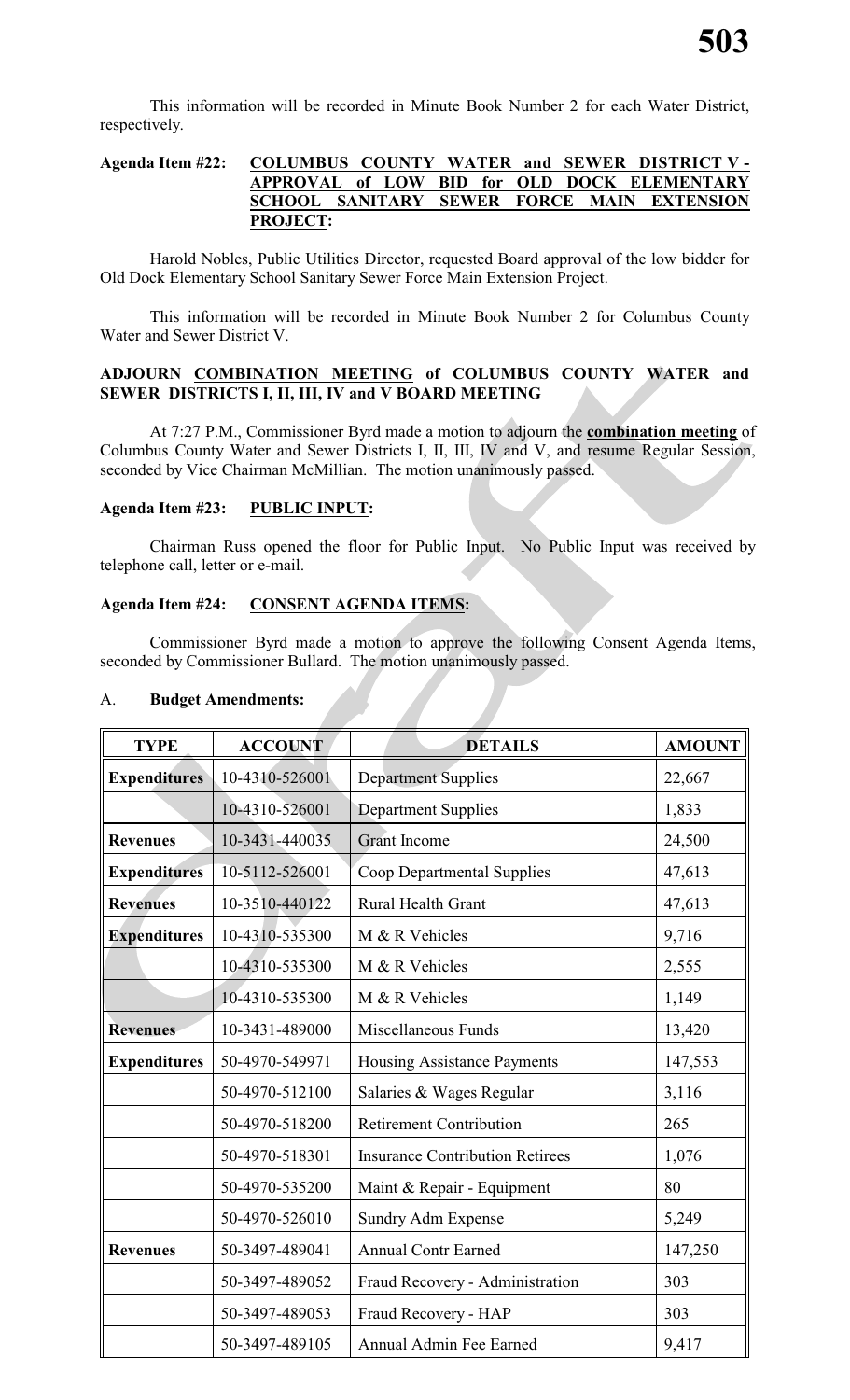This information will be recorded in Minute Book Number 2 for each Water District, respectively.

**Agenda Item #22: COLUMBUS COUNTY WATER and SEWER DISTRICT V - APPROVAL of LOW BID for OLD DOCK ELEMENTARY SCHOOL SANITARY SEWER FORCE MAIN EXTENSION PROJECT:**

Harold Nobles, Public Utilities Director, requested Board approval of the low bidder for Old Dock Elementary School Sanitary Sewer Force Main Extension Project.

This information will be recorded in Minute Book Number 2 for Columbus County Water and Sewer District V.

**ADJOURN COMBINATION MEETING of COLUMBUS COUNTY WATER and SEWER DISTRICTS I, II, III, IV and V BOARD MEETING**

At 7:27 P.M., Commissioner Byrd made a motion to adjourn the **combination meeting** of Columbus County Water and Sewer Districts I, II, III, IV and V, and resume Regular Session, seconded by Vice Chairman McMillian. The motion unanimously passed.

**Agenda Item #23: PUBLIC INPUT:**

Chairman Russ opened the floor for Public Input. No Public Input was received by telephone call, letter or e-mail.

**Agenda Item #24: CONSENT AGENDA ITEMS:**

Commissioner Byrd made a motion to approve the following Consent Agenda Items, seconded by Commissioner Bullard. The motion unanimously passed.

A. **Budget Amendments:**

| TYPE | ACCOUNT | DETAILS | AMOUNT |
|---|---|---|---|
| **Expenditures** | 10-4310-526001 | Department Supplies | 22,667 |
| | 10-4310-526001 | Department Supplies | 1,833 |
| **Revenues** | 10-3431-440035 | Grant Income | 24,500 |
| **Expenditures** | 10-5112-526001 | Coop Departmental Supplies | 47,613 |
| **Revenues** | 10-3510-440122 | Rural Health Grant | 47,613 |
| **Expenditures** | 10-4310-535300 | M & R Vehicles | 9,716 |
| | 10-4310-535300 | M & R Vehicles | 2,555 |
| | 10-4310-535300 | M & R Vehicles | 1,149 |
| **Revenues** | 10-3431-489000 | Miscellaneous Funds | 13,420 |
| **Expenditures** | 50-4970-549971 | Housing Assistance Payments | 147,553 |
| | 50-4970-512100 | Salaries & Wages Regular | 3,116 |
| | 50-4970-518200 | Retirement Contribution | 265 |
| | 50-4970-518301 | Insurance Contribution Retirees | 1,076 |
| | 50-4970-535200 | Maint & Repair - Equipment | 80 |
| | 50-4970-526010 | Sundry Adm Expense | 5,249 |
| **Revenues** | 50-3497-489041 | Annual Contr Earned | 147,250 |
| | 50-3497-489052 | Fraud Recovery - Administration | 303 |
| | 50-3497-489053 | Fraud Recovery - HAP | 303 |
| | 50-3497-489105 | Annual Admin Fee Earned | 9,417 |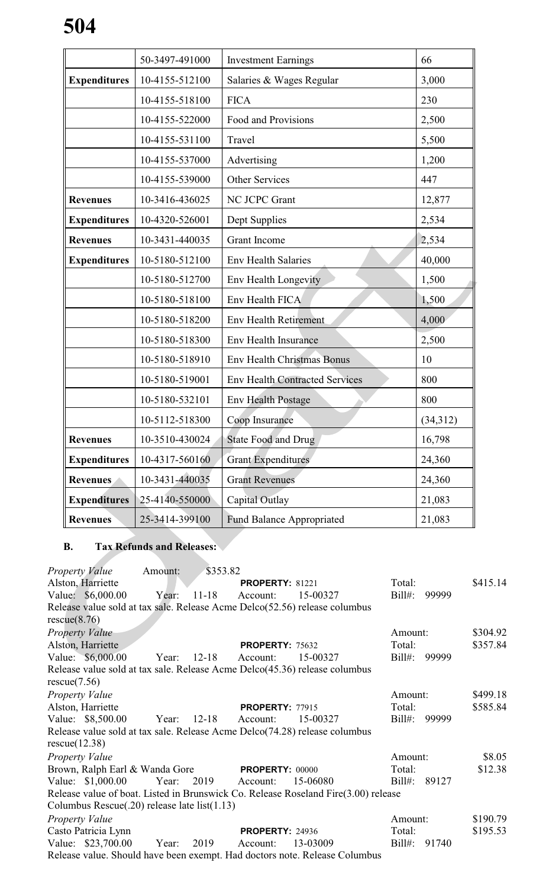|  | 50-3497-491000 | Investment Earnings | 66 |
|---|---|---|---|
| **Expenditures** | 10-4155-512100 | Salaries & Wages Regular | 3,000 |
|  | 10-4155-518100 | FICA | 230 |
|  | 10-4155-522000 | Food and Provisions | 2,500 |
|  | 10-4155-531100 | Travel | 5,500 |
|  | 10-4155-537000 | Advertising | 1,200 |
|  | 10-4155-539000 | Other Services | 447 |
| **Revenues** | 10-3416-436025 | NC JCPC Grant | 12,877 |
| **Expenditures** | 10-4320-526001 | Dept Supplies | 2,534 |
| **Revenues** | 10-3431-440035 | Grant Income | 2,534 |
| **Expenditures** | 10-5180-512100 | Env Health Salaries | 40,000 |
|  | 10-5180-512700 | Env Health Longevity | 1,500 |
|  | 10-5180-518100 | Env Health FICA | 1,500 |
|  | 10-5180-518200 | Env Health Retirement | 4,000 |
|  | 10-5180-518300 | Env Health Insurance | 2,500 |
|  | 10-5180-518910 | Env Health Christmas Bonus | 10 |
|  | 10-5180-519001 | Env Health Contracted Services | 800 |
|  | 10-5180-532101 | Env Health Postage | 800 |
|  | 10-5112-518300 | Coop Insurance | (34,312) |
| **Revenues** | 10-3510-430024 | State Food and Drug | 16,798 |
| **Expenditures** | 10-4317-560160 | Grant Expenditures | 24,360 |
| **Revenues** | 10-3431-440035 | Grant Revenues | 24,360 |
| **Expenditures** | 25-4140-550000 | Capital Outlay | 21,083 |
| **Revenues** | 25-3414-399100 | Fund Balance Appropriated | 21,083 |

**B. Tax Refunds and Releases:**

*Property Value* Amount: $353.82
Alston, Harriette **PROPERTY:** 81221 Total: $415.14
Value: $6,000.00 Year: 11-18 Account: 15-00327 Bill#: 99999
Release value sold at tax sale. Release Acme Delco(52.56) release columbus rescue(8.76)

*Property Value* Amount: $304.92
Alston, Harriette **PROPERTY:** 75632 Total: $357.84
Value: $6,000.00 Year: 12-18 Account: 15-00327 Bill#: 99999
Release value sold at tax sale. Release Acme Delco(45.36) release columbus rescue(7.56)

*Property Value* Amount: $499.18
Alston, Harriette **PROPERTY:** 77915 Total: $585.84
Value: $8,500.00 Year: 12-18 Account: 15-00327 Bill#: 99999
Release value sold at tax sale. Release Acme Delco(74.28) release columbus rescue(12.38)

*Property Value* Amount: $8.05
Brown, Ralph Earl & Wanda Gore **PROPERTY:** 00000 Total: $12.38
Value: $1,000.00 Year: 2019 Account: 15-06080 Bill#: 89127
Release value of boat. Listed in Brunswick Co. Release Roseland Fire(3.00) release Columbus Rescue(.20) release late list(1.13)

*Property Value* Amount: $190.79
Casto Patricia Lynn **PROPERTY:** 24936 Total: $195.53
Value: $23,700.00 Year: 2019 Account: 13-03009 Bill#: 91740
Release value. Should have been exempt. Had doctors note. Release Columbus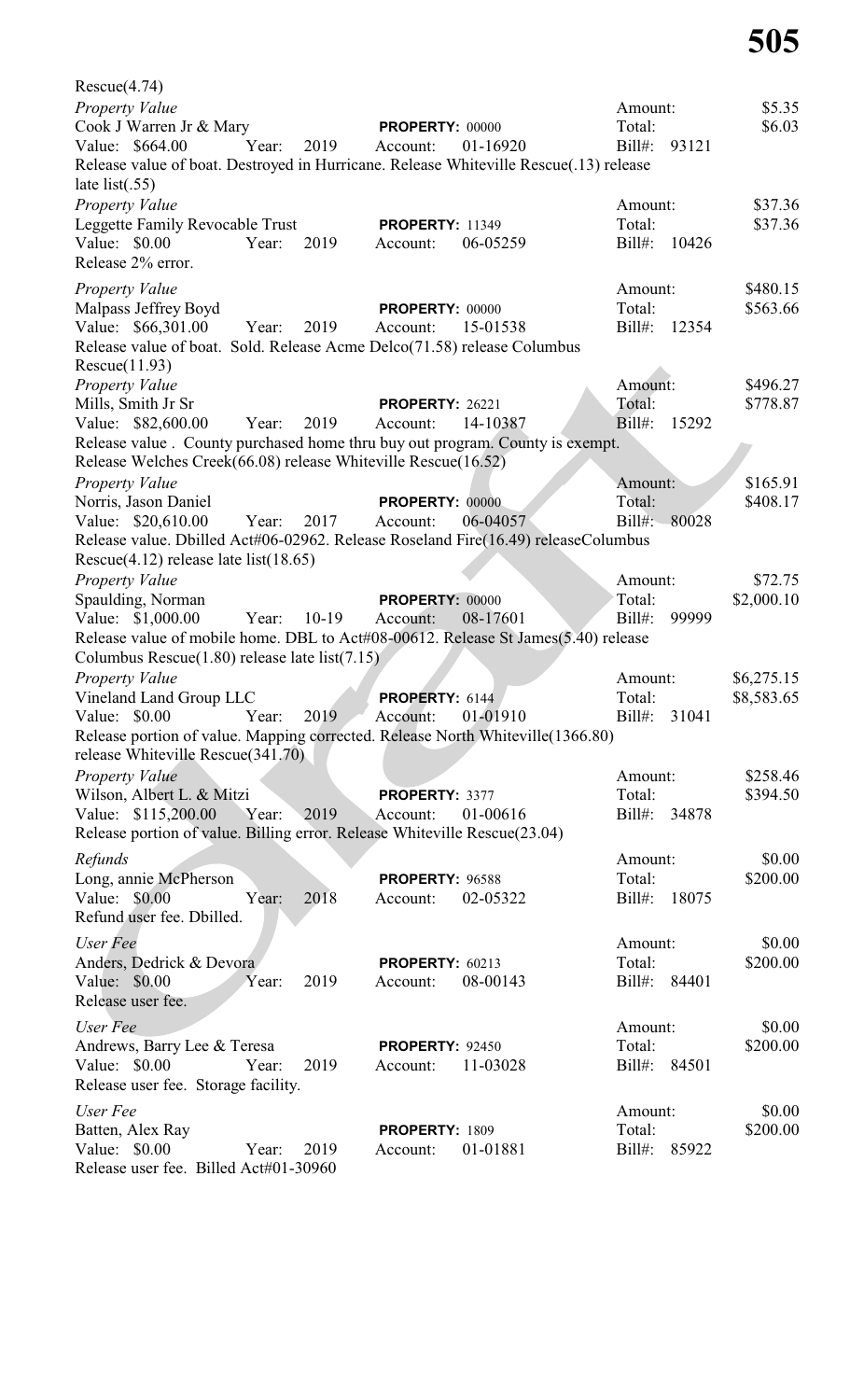Rescue(4.74)

*Property Value*
Cook J Warren Jr & Mary — **PROPERTY:** 00000
Value: $664.00 — Year: 2019 — Account: 01-16920
Amount: $5.35 — Total: $6.03 — Bill#: 93121
Release value of boat. Destroyed in Hurricane. Release Whiteville Rescue(.13) release late list(.55)

*Property Value*
Leggette Family Revocable Trust — **PROPERTY:** 11349
Value: $0.00 — Year: 2019 — Account: 06-05259
Amount: $37.36 — Total: $37.36 — Bill#: 10426
Release 2% error.

*Property Value*
Malpass Jeffrey Boyd — **PROPERTY:** 00000
Value: $66,301.00 — Year: 2019 — Account: 15-01538
Amount: $480.15 — Total: $563.66 — Bill#: 12354
Release value of boat. Sold. Release Acme Delco(71.58) release Columbus Rescue(11.93)

*Property Value*
Mills, Smith Jr Sr — **PROPERTY:** 26221
Value: $82,600.00 — Year: 2019 — Account: 14-10387
Amount: $496.27 — Total: $778.87 — Bill#: 15292
Release value . County purchased home thru buy out program. County is exempt. Release Welches Creek(66.08) release Whiteville Rescue(16.52)

*Property Value*
Norris, Jason Daniel — **PROPERTY:** 00000
Value: $20,610.00 — Year: 2017 — Account: 06-04057
Amount: $165.91 — Total: $408.17 — Bill#: 80028
Release value. Dbilled Act#06-02962. Release Roseland Fire(16.49) releaseColumbus Rescue(4.12) release late list(18.65)

*Property Value*
Spaulding, Norman — **PROPERTY:** 00000
Value: $1,000.00 — Year: 10-19 — Account: 08-17601
Amount: $72.75 — Total: $2,000.10 — Bill#: 99999
Release value of mobile home. DBL to Act#08-00612. Release St James(5.40) release Columbus Rescue(1.80) release late list(7.15)

*Property Value*
Vineland Land Group LLC — **PROPERTY:** 6144
Value: $0.00 — Year: 2019 — Account: 01-01910
Amount: $6,275.15 — Total: $8,583.65 — Bill#: 31041
Release portion of value. Mapping corrected. Release North Whiteville(1366.80) release Whiteville Rescue(341.70)

*Property Value*
Wilson, Albert L. & Mitzi — **PROPERTY:** 3377
Value: $115,200.00 — Year: 2019 — Account: 01-00616
Amount: $258.46 — Total: $394.50 — Bill#: 34878
Release portion of value. Billing error. Release Whiteville Rescue(23.04)

*Refunds*
Long, annie McPherson — **PROPERTY:** 96588
Value: $0.00 — Year: 2018 — Account: 02-05322
Amount: $0.00 — Total: $200.00 — Bill#: 18075
Refund user fee. Dbilled.

*User Fee*
Anders, Dedrick & Devora — **PROPERTY:** 60213
Value: $0.00 — Year: 2019 — Account: 08-00143
Amount: $0.00 — Total: $200.00 — Bill#: 84401
Release user fee.

*User Fee*
Andrews, Barry Lee & Teresa — **PROPERTY:** 92450
Value: $0.00 — Year: 2019 — Account: 11-03028
Amount: $0.00 — Total: $200.00 — Bill#: 84501
Release user fee. Storage facility.

*User Fee*
Batten, Alex Ray — **PROPERTY:** 1809
Value: $0.00 — Year: 2019 — Account: 01-01881
Amount: $0.00 — Total: $200.00 — Bill#: 85922
Release user fee. Billed Act#01-30960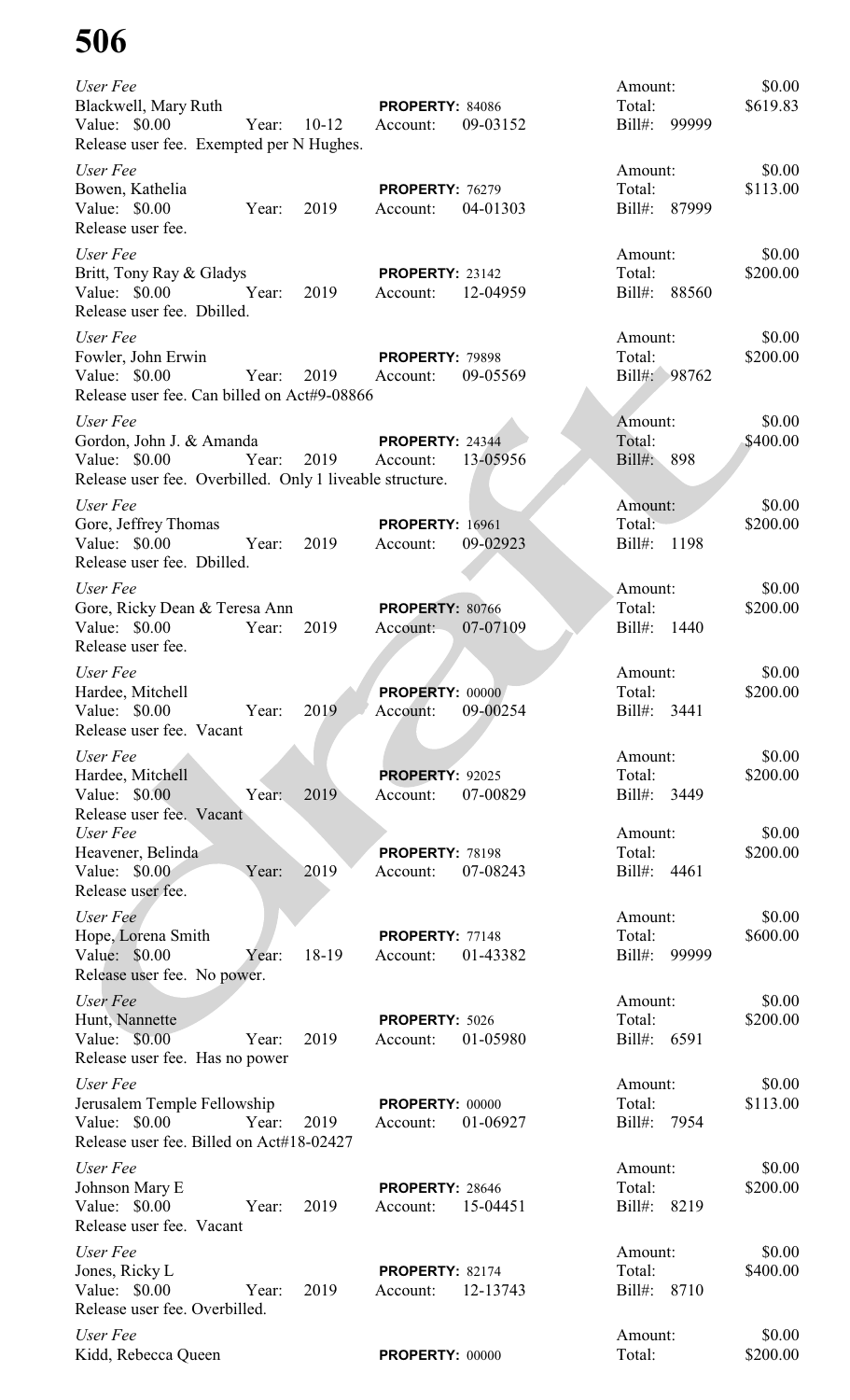# 506

*User Fee*
Blackwell, Mary Ruth **PROPERTY:** 84086
Value: $0.00 Year: 10-12 Account: 09-03152
Release user fee. Exempted per N Hughes.
Amount: $0.00
Total: $619.83
Bill#: 99999

*User Fee*
Bowen, Kathelia **PROPERTY:** 76279
Value: $0.00 Year: 2019 Account: 04-01303
Release user fee.
Amount: $0.00
Total: $113.00
Bill#: 87999

*User Fee*
Britt, Tony Ray & Gladys **PROPERTY:** 23142
Value: $0.00 Year: 2019 Account: 12-04959
Release user fee. Dbilled.
Amount: $0.00
Total: $200.00
Bill#: 88560

*User Fee*
Fowler, John Erwin **PROPERTY:** 79898
Value: $0.00 Year: 2019 Account: 09-05569
Release user fee. Can billed on Act#9-08866
Amount: $0.00
Total: $200.00
Bill#: 98762

*User Fee*
Gordon, John J. & Amanda **PROPERTY:** 24344
Value: $0.00 Year: 2019 Account: 13-05956
Release user fee. Overbilled. Only 1 liveable structure.
Amount: $0.00
Total: $400.00
Bill#: 898

*User Fee*
Gore, Jeffrey Thomas **PROPERTY:** 16961
Value: $0.00 Year: 2019 Account: 09-02923
Release user fee. Dbilled.
Amount: $0.00
Total: $200.00
Bill#: 1198

*User Fee*
Gore, Ricky Dean & Teresa Ann **PROPERTY:** 80766
Value: $0.00 Year: 2019 Account: 07-07109
Release user fee.
Amount: $0.00
Total: $200.00
Bill#: 1440

*User Fee*
Hardee, Mitchell **PROPERTY:** 00000
Value: $0.00 Year: 2019 Account: 09-00254
Release user fee. Vacant
Amount: $0.00
Total: $200.00
Bill#: 3441

*User Fee*
Hardee, Mitchell **PROPERTY:** 92025
Value: $0.00 Year: 2019 Account: 07-00829
Release user fee. Vacant
Amount: $0.00
Total: $200.00
Bill#: 3449

*User Fee*
Heavener, Belinda **PROPERTY:** 78198
Value: $0.00 Year: 2019 Account: 07-08243
Release user fee.
Amount: $0.00
Total: $200.00
Bill#: 4461

*User Fee*
Hope, Lorena Smith **PROPERTY:** 77148
Value: $0.00 Year: 18-19 Account: 01-43382
Release user fee. No power.
Amount: $0.00
Total: $600.00
Bill#: 99999

*User Fee*
Hunt, Nannette **PROPERTY:** 5026
Value: $0.00 Year: 2019 Account: 01-05980
Release user fee. Has no power
Amount: $0.00
Total: $200.00
Bill#: 6591

*User Fee*
Jerusalem Temple Fellowship **PROPERTY:** 00000
Value: $0.00 Year: 2019 Account: 01-06927
Release user fee. Billed on Act#18-02427
Amount: $0.00
Total: $113.00
Bill#: 7954

*User Fee*
Johnson Mary E **PROPERTY:** 28646
Value: $0.00 Year: 2019 Account: 15-04451
Release user fee. Vacant
Amount: $0.00
Total: $200.00
Bill#: 8219

*User Fee*
Jones, Ricky L **PROPERTY:** 82174
Value: $0.00 Year: 2019 Account: 12-13743
Release user fee. Overbilled.
Amount: $0.00
Total: $400.00
Bill#: 8710

*User Fee*
Kidd, Rebecca Queen **PROPERTY:** 00000
Amount: $0.00
Total: $200.00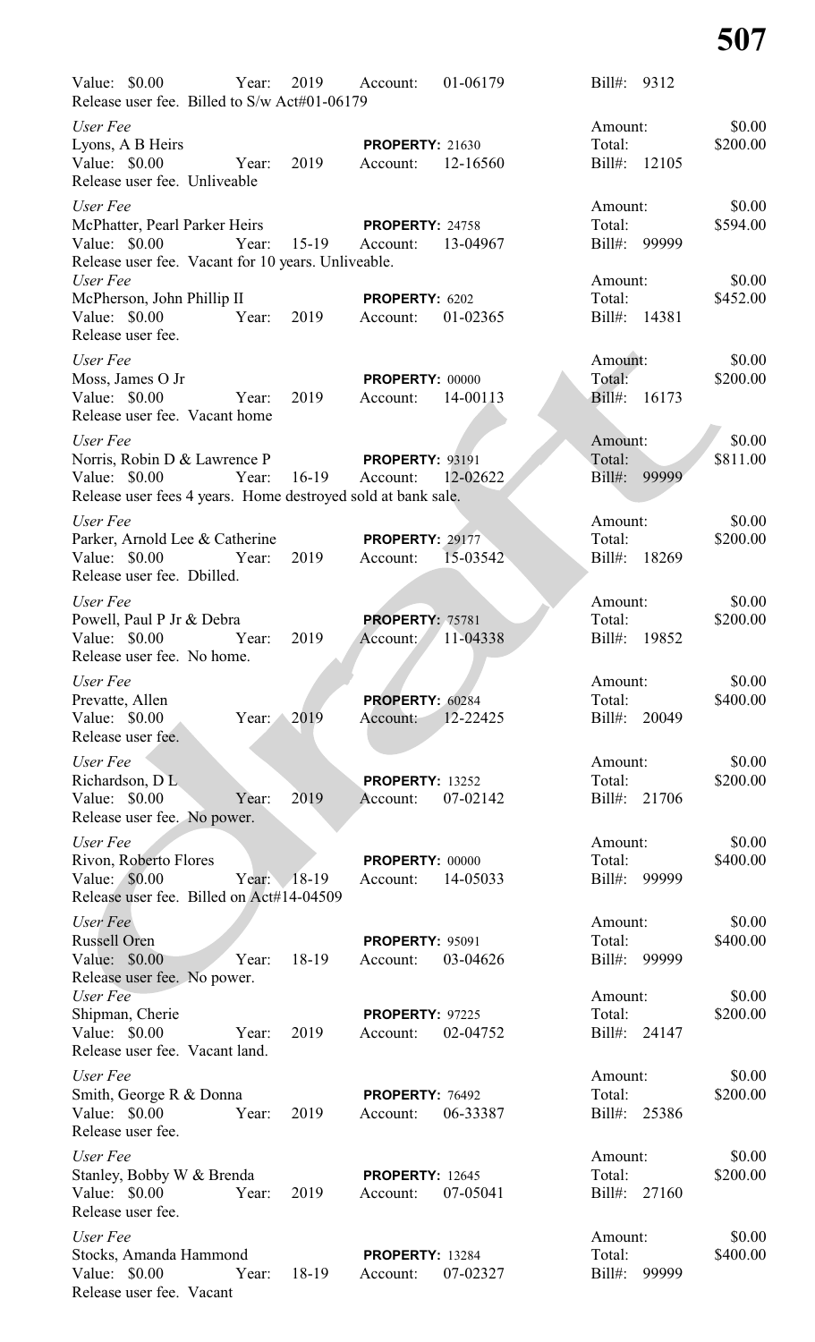Value: $0.00 Year: 2019 Account: 01-06179 Bill#: 9312
Release user fee. Billed to S/w Act#01-06179

*User Fee* Amount: $0.00
Lyons, A B Heirs **PROPERTY:** 21630 Total: $200.00
Value: $0.00 Year: 2019 Account: 12-16560 Bill#: 12105
Release user fee. Unliveable

*User Fee* Amount: $0.00
McPhatter, Pearl Parker Heirs **PROPERTY:** 24758 Total: $594.00
Value: $0.00 Year: 15-19 Account: 13-04967 Bill#: 99999
Release user fee. Vacant for 10 years. Unliveable.

*User Fee* Amount: $0.00
McPherson, John Phillip II **PROPERTY:** 6202 Total: $452.00
Value: $0.00 Year: 2019 Account: 01-02365 Bill#: 14381
Release user fee.

*User Fee* Amount: $0.00
Moss, James O Jr **PROPERTY:** 00000 Total: $200.00
Value: $0.00 Year: 2019 Account: 14-00113 Bill#: 16173
Release user fee. Vacant home

*User Fee* Amount: $0.00
Norris, Robin D & Lawrence P **PROPERTY:** 93191 Total: $811.00
Value: $0.00 Year: 16-19 Account: 12-02622 Bill#: 99999
Release user fees 4 years. Home destroyed sold at bank sale.

*User Fee* Amount: $0.00
Parker, Arnold Lee & Catherine **PROPERTY:** 29177 Total: $200.00
Value: $0.00 Year: 2019 Account: 15-03542 Bill#: 18269
Release user fee. Dbilled.

*User Fee* Amount: $0.00
Powell, Paul P Jr & Debra **PROPERTY:** 75781 Total: $200.00
Value: $0.00 Year: 2019 Account: 11-04338 Bill#: 19852
Release user fee. No home.

*User Fee* Amount: $0.00
Prevatte, Allen **PROPERTY:** 60284 Total: $400.00
Value: $0.00 Year: 2019 Account: 12-22425 Bill#: 20049
Release user fee.

*User Fee* Amount: $0.00
Richardson, D L **PROPERTY:** 13252 Total: $200.00
Value: $0.00 Year: 2019 Account: 07-02142 Bill#: 21706
Release user fee. No power.

*User Fee* Amount: $0.00
Rivon, Roberto Flores **PROPERTY:** 00000 Total: $400.00
Value: $0.00 Year: 18-19 Account: 14-05033 Bill#: 99999
Release user fee. Billed on Act#14-04509

*User Fee* Amount: $0.00
Russell Oren **PROPERTY:** 95091 Total: $400.00
Value: $0.00 Year: 18-19 Account: 03-04626 Bill#: 99999
Release user fee. No power.

*User Fee* Amount: $0.00
Shipman, Cherie **PROPERTY:** 97225 Total: $200.00
Value: $0.00 Year: 2019 Account: 02-04752 Bill#: 24147
Release user fee. Vacant land.

*User Fee* Amount: $0.00
Smith, George R & Donna **PROPERTY:** 76492 Total: $200.00
Value: $0.00 Year: 2019 Account: 06-33387 Bill#: 25386
Release user fee.

*User Fee* Amount: $0.00
Stanley, Bobby W & Brenda **PROPERTY:** 12645 Total: $200.00
Value: $0.00 Year: 2019 Account: 07-05041 Bill#: 27160
Release user fee.

*User Fee* Amount: $0.00
Stocks, Amanda Hammond **PROPERTY:** 13284 Total: $400.00
Value: $0.00 Year: 18-19 Account: 07-02327 Bill#: 99999
Release user fee. Vacant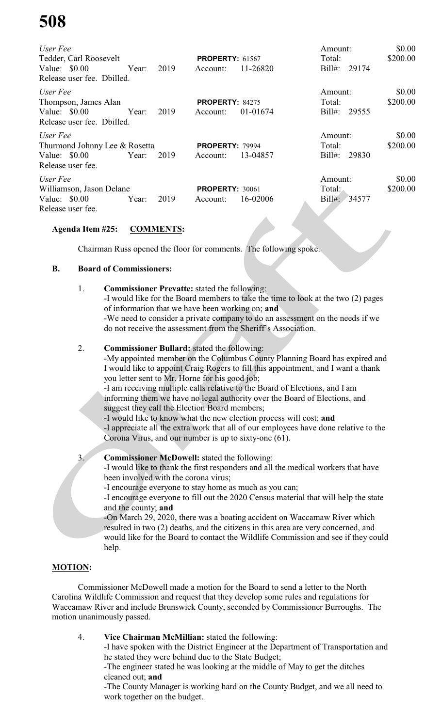*User Fee*
Tedder, Carl Roosevelt **PROPERTY:** 61567 Amount: $0.00
Value: $0.00 Year: 2019 Account: 11-26820 Total: $200.00
Bill#: 29174
Release user fee. Dbilled.

*User Fee*
Thompson, James Alan **PROPERTY:** 84275 Amount: $0.00
Value: $0.00 Year: 2019 Account: 01-01674 Total: $200.00
Bill#: 29555
Release user fee. Dbilled.

*User Fee*
Thurmond Johnny Lee & Rosetta **PROPERTY:** 79994 Amount: $0.00
Value: $0.00 Year: 2019 Account: 13-04857 Total: $200.00
Bill#: 29830
Release user fee.

*User Fee*
Williamson, Jason Delane **PROPERTY:** 30061 Amount: $0.00
Value: $0.00 Year: 2019 Account: 16-02006 Total: $200.00
Bill#: 34577
Release user fee.

**Agenda Item #25: COMMENTS:**

Chairman Russ opened the floor for comments. The following spoke.

**B. Board of Commissioners:**

1. **Commissioner Prevatte:** stated the following:
   -I would like for the Board members to take the time to look at the two (2) pages of information that we have been working on; **and**
   -We need to consider a private company to do an assessment on the needs if we do not receive the assessment from the Sheriff's Association.

2. **Commissioner Bullard:** stated the following:
   -My appointed member on the Columbus County Planning Board has expired and I would like to appoint Craig Rogers to fill this appointment, and I want a thank you letter sent to Mr. Horne for his good job;
   -I am receiving multiple calls relative to the Board of Elections, and I am informing them we have no legal authority over the Board of Elections, and suggest they call the Election Board members;
   -I would like to know what the new election process will cost; **and**
   -I appreciate all the extra work that all of our employees have done relative to the Corona Virus, and our number is up to sixty-one (61).

3. **Commissioner McDowell:** stated the following:
   -I would like to thank the first responders and all the medical workers that have been involved with the corona virus;
   -I encourage everyone to stay home as much as you can;
   -I encourage everyone to fill out the 2020 Census material that will help the state and the county; **and**
   -On March 29, 2020, there was a boating accident on Waccamaw River which resulted in two (2) deaths, and the citizens in this area are very concerned, and would like for the Board to contact the Wildlife Commission and see if they could help.

**MOTION:**

Commissioner McDowell made a motion for the Board to send a letter to the North Carolina Wildlife Commission and request that they develop some rules and regulations for Waccamaw River and include Brunswick County, seconded by Commissioner Burroughs. The motion unanimously passed.

4. **Vice Chairman McMillian:** stated the following:
   -I have spoken with the District Engineer at the Department of Transportation and he stated they were behind due to the State Budget;
   -The engineer stated he was looking at the middle of May to get the ditches cleaned out; **and**
   -The County Manager is working hard on the County Budget, and we all need to work together on the budget.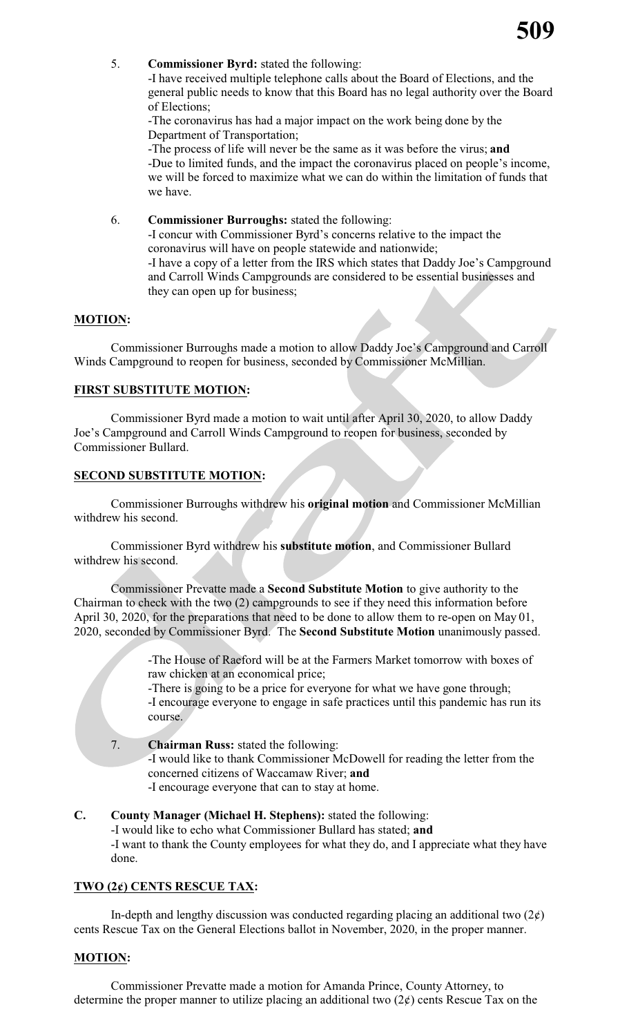5. **Commissioner Byrd:** stated the following:
   -I have received multiple telephone calls about the Board of Elections, and the general public needs to know that this Board has no legal authority over the Board of Elections;
   -The coronavirus has had a major impact on the work being done by the Department of Transportation;
   -The process of life will never be the same as it was before the virus; **and**
   -Due to limited funds, and the impact the coronavirus placed on people's income, we will be forced to maximize what we can do within the limitation of funds that we have.

6. **Commissioner Burroughs:** stated the following:
   -I concur with Commissioner Byrd's concerns relative to the impact the coronavirus will have on people statewide and nationwide;
   -I have a copy of a letter from the IRS which states that Daddy Joe's Campground and Carroll Winds Campgrounds are considered to be essential businesses and they can open up for business;

**MOTION:**

Commissioner Burroughs made a motion to allow Daddy Joe's Campground and Carroll Winds Campground to reopen for business, seconded by Commissioner McMillian.

**FIRST SUBSTITUTE MOTION:**

Commissioner Byrd made a motion to wait until after April 30, 2020, to allow Daddy Joe's Campground and Carroll Winds Campground to reopen for business, seconded by Commissioner Bullard.

**SECOND SUBSTITUTE MOTION:**

Commissioner Burroughs withdrew his **original motion** and Commissioner McMillian withdrew his second.

Commissioner Byrd withdrew his **substitute motion**, and Commissioner Bullard withdrew his second.

Commissioner Prevatte made a **Second Substitute Motion** to give authority to the Chairman to check with the two (2) campgrounds to see if they need this information before April 30, 2020, for the preparations that need to be done to allow them to re-open on May 01, 2020, seconded by Commissioner Byrd. The **Second Substitute Motion** unanimously passed.

   -The House of Raeford will be at the Farmers Market tomorrow with boxes of raw chicken at an economical price;
   -There is going to be a price for everyone for what we have gone through;
   -I encourage everyone to engage in safe practices until this pandemic has run its course.

7. **Chairman Russ:** stated the following:
   -I would like to thank Commissioner McDowell for reading the letter from the concerned citizens of Waccamaw River; **and**
   -I encourage everyone that can to stay at home.

**C. County Manager (Michael H. Stephens):** stated the following:
-I would like to echo what Commissioner Bullard has stated; **and**
-I want to thank the County employees for what they do, and I appreciate what they have done.

**TWO (2¢) CENTS RESCUE TAX:**

In-depth and lengthy discussion was conducted regarding placing an additional two (2¢) cents Rescue Tax on the General Elections ballot in November, 2020, in the proper manner.

**MOTION:**

Commissioner Prevatte made a motion for Amanda Prince, County Attorney, to determine the proper manner to utilize placing an additional two (2¢) cents Rescue Tax on the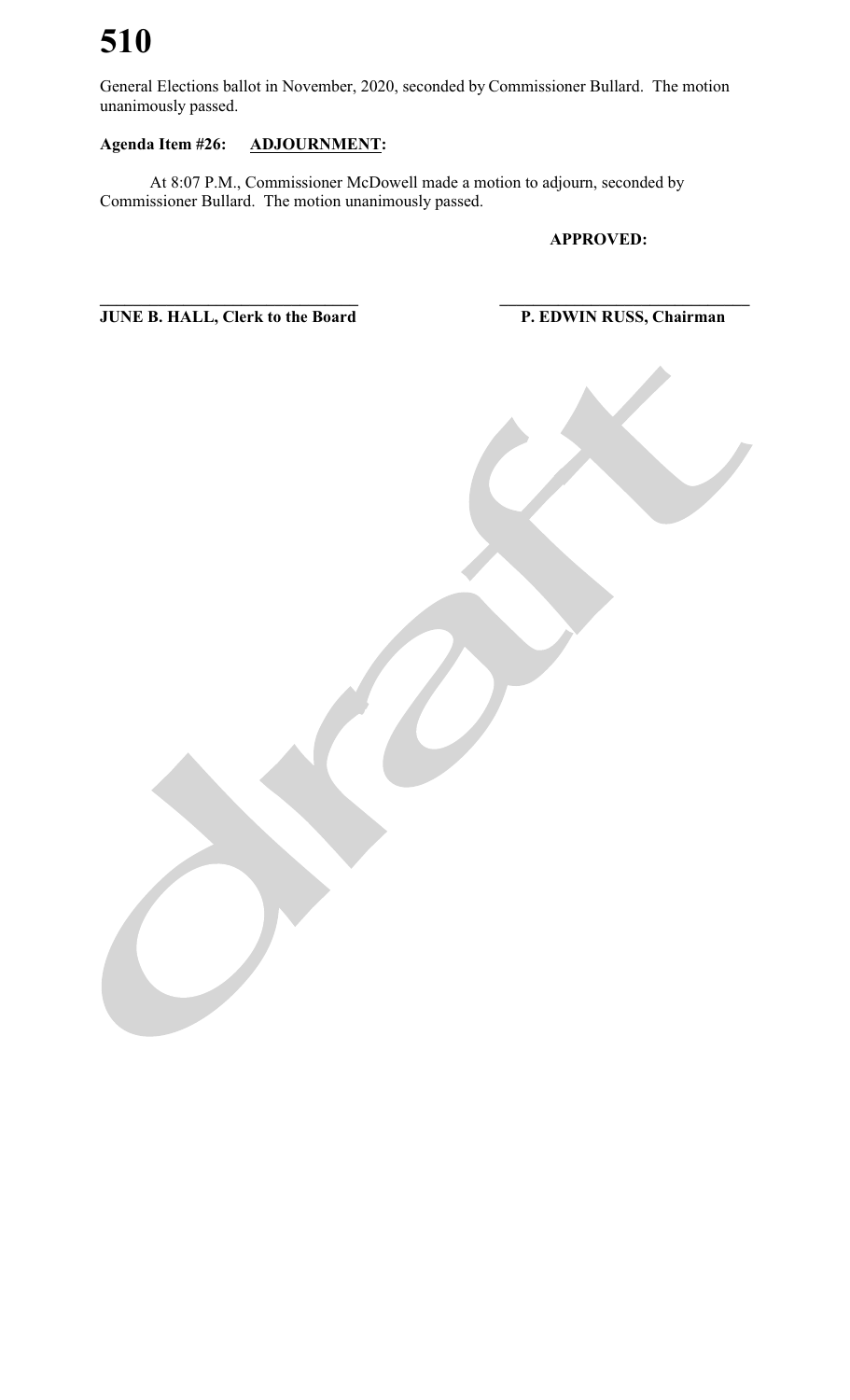General Elections ballot in November, 2020, seconded by Commissioner Bullard. The motion unanimously passed.

**Agenda Item #26:** **ADJOURNMENT:**

At 8:07 P.M., Commissioner McDowell made a motion to adjourn, seconded by Commissioner Bullard. The motion unanimously passed.

**APPROVED:**

______________________________ ______________________________

**JUNE B. HALL, Clerk to the Board** **P. EDWIN RUSS, Chairman**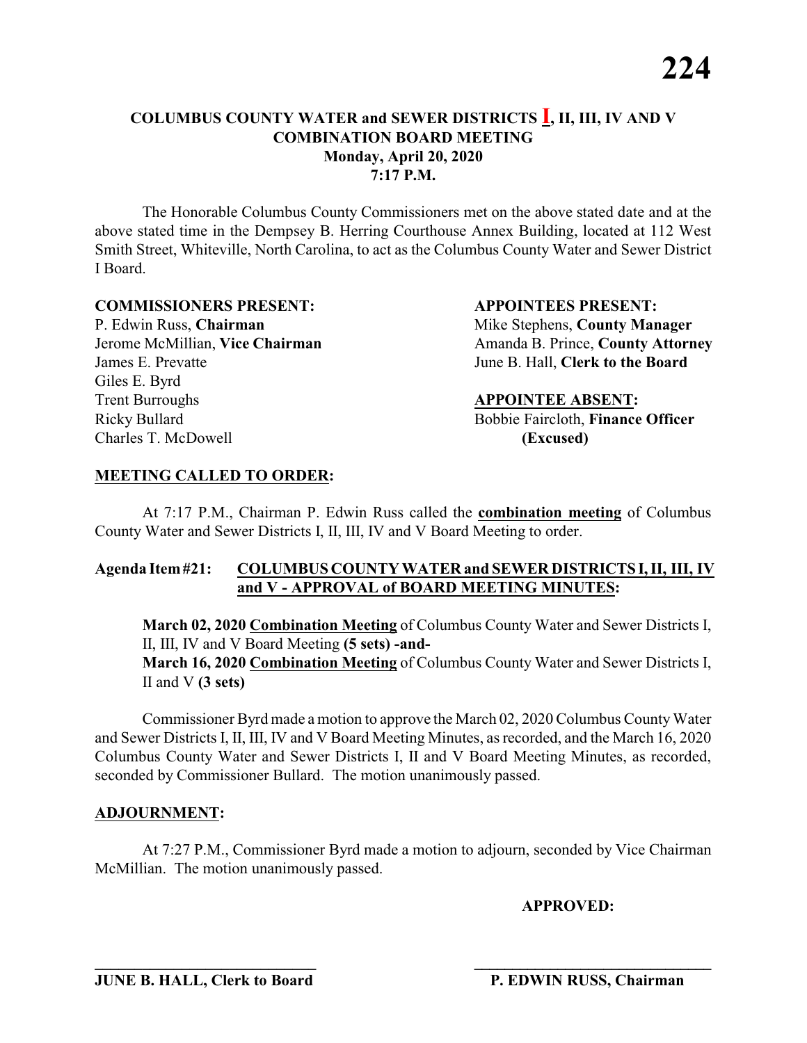# COLUMBUS COUNTY WATER and SEWER DISTRICTS I, II, III, IV AND V COMBINATION BOARD MEETING

**Monday, April 20, 2020**
**7:17 P.M.**

The Honorable Columbus County Commissioners met on the above stated date and at the above stated time in the Dempsey B. Herring Courthouse Annex Building, located at 112 West Smith Street, Whiteville, North Carolina, to act as the Columbus County Water and Sewer District I Board.

**COMMISSIONERS PRESENT:**
P. Edwin Russ, **Chairman**
Jerome McMillian, **Vice Chairman**
James E. Prevatte
Giles E. Byrd
Trent Burroughs
Ricky Bullard
Charles T. McDowell

**APPOINTEES PRESENT:**
Mike Stephens, **County Manager**
Amanda B. Prince, **County Attorney**
June B. Hall, **Clerk to the Board**

**APPOINTEE ABSENT:**
Bobbie Faircloth, **Finance Officer** **(Excused)**

**MEETING CALLED TO ORDER:**

At 7:17 P.M., Chairman P. Edwin Russ called the **combination meeting** of Columbus County Water and Sewer Districts I, II, III, IV and V Board Meeting to order.

**Agenda Item #21: COLUMBUS COUNTY WATER and SEWER DISTRICTS I, II, III, IV and V - APPROVAL of BOARD MEETING MINUTES:**

**March 02, 2020 Combination Meeting** of Columbus County Water and Sewer Districts I, II, III, IV and V Board Meeting **(5 sets) -and-**
**March 16, 2020 Combination Meeting** of Columbus County Water and Sewer Districts I, II and V **(3 sets)**

Commissioner Byrd made a motion to approve the March 02, 2020 Columbus County Water and Sewer Districts I, II, III, IV and V Board Meeting Minutes, as recorded, and the March 16, 2020 Columbus County Water and Sewer Districts I, II and V Board Meeting Minutes, as recorded, seconded by Commissioner Bullard. The motion unanimously passed.

**ADJOURNMENT:**

At 7:27 P.M., Commissioner Byrd made a motion to adjourn, seconded by Vice Chairman McMillian. The motion unanimously passed.

**APPROVED:**

_____________________________
**JUNE B. HALL, Clerk to Board**

_____________________________
**P. EDWIN RUSS, Chairman**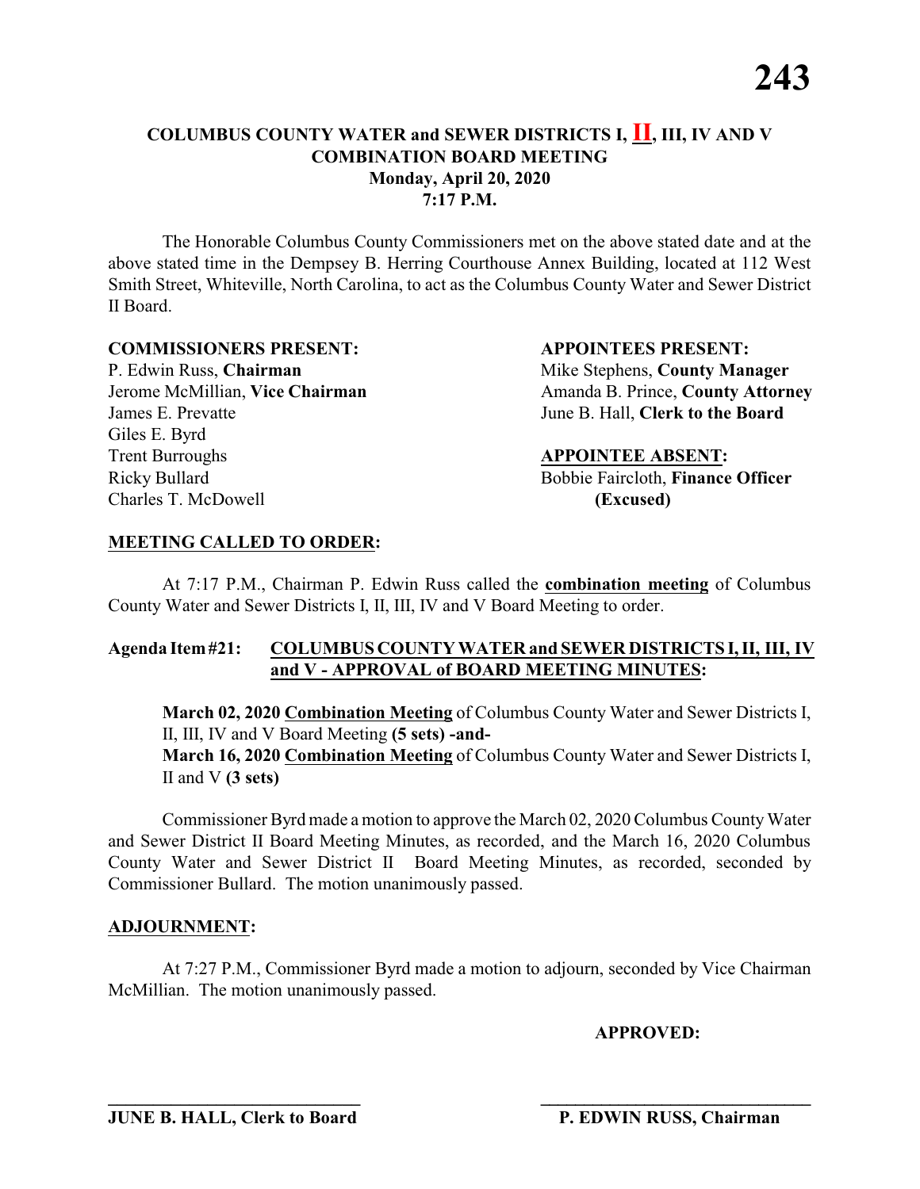# COLUMBUS COUNTY WATER and SEWER DISTRICTS I, II, III, IV AND V
## COMBINATION BOARD MEETING
### Monday, April 20, 2020
### 7:17 P.M.

The Honorable Columbus County Commissioners met on the above stated date and at the above stated time in the Dempsey B. Herring Courthouse Annex Building, located at 112 West Smith Street, Whiteville, North Carolina, to act as the Columbus County Water and Sewer District II Board.

**COMMISSIONERS PRESENT:**

P. Edwin Russ, **Chairman**
Jerome McMillian, **Vice Chairman**
James E. Prevatte
Giles E. Byrd
Trent Burroughs
Ricky Bullard
Charles T. McDowell

**APPOINTEES PRESENT:**

Mike Stephens, **County Manager**
Amanda B. Prince, **County Attorney**
June B. Hall, **Clerk to the Board**

**APPOINTEE ABSENT:**

Bobbie Faircloth, **Finance Officer (Excused)**

**MEETING CALLED TO ORDER:**

At 7:17 P.M., Chairman P. Edwin Russ called the **combination meeting** of Columbus County Water and Sewer Districts I, II, III, IV and V Board Meeting to order.

**Agenda Item #21: COLUMBUS COUNTY WATER and SEWER DISTRICTS I, II, III, IV and V - APPROVAL of BOARD MEETING MINUTES:**

**March 02, 2020 Combination Meeting** of Columbus County Water and Sewer Districts I, II, III, IV and V Board Meeting **(5 sets) -and-**
**March 16, 2020 Combination Meeting** of Columbus County Water and Sewer Districts I, II and V **(3 sets)**

Commissioner Byrd made a motion to approve the March 02, 2020 Columbus County Water and Sewer District II Board Meeting Minutes, as recorded, and the March 16, 2020 Columbus County Water and Sewer District II Board Meeting Minutes, as recorded, seconded by Commissioner Bullard. The motion unanimously passed.

**ADJOURNMENT:**

At 7:27 P.M., Commissioner Byrd made a motion to adjourn, seconded by Vice Chairman McMillian. The motion unanimously passed.

**APPROVED:**

_____________________________
**JUNE B. HALL, Clerk to Board**

_____________________________
**P. EDWIN RUSS, Chairman**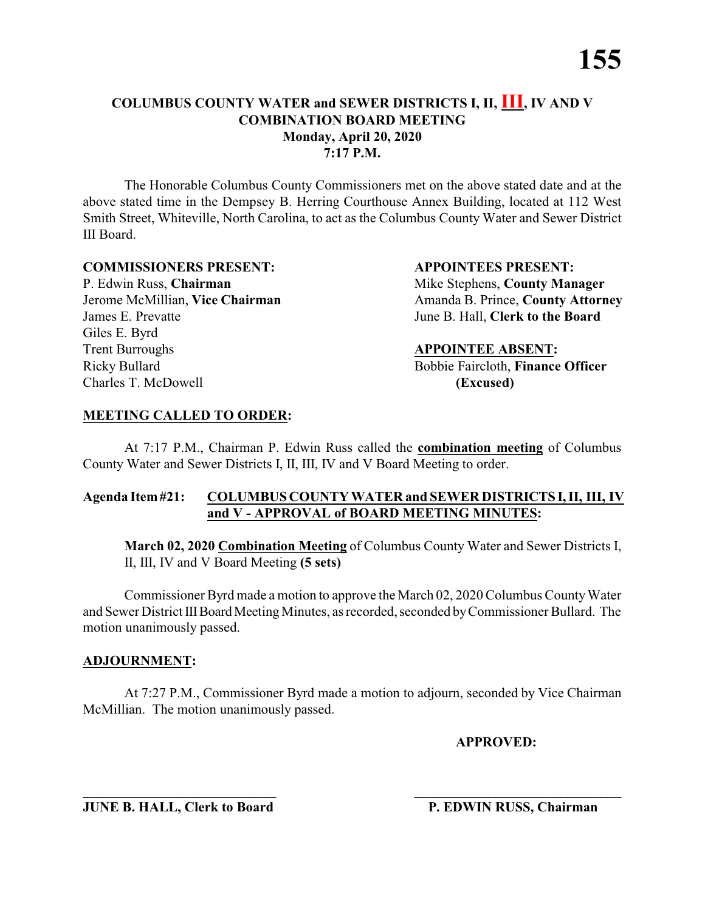# COLUMBUS COUNTY WATER and SEWER DISTRICTS I, II, III, IV AND V COMBINATION BOARD MEETING

**Monday, April 20, 2020**
**7:17 P.M.**

The Honorable Columbus County Commissioners met on the above stated date and at the above stated time in the Dempsey B. Herring Courthouse Annex Building, located at 112 West Smith Street, Whiteville, North Carolina, to act as the Columbus County Water and Sewer District III Board.

**COMMISSIONERS PRESENT:**

P. Edwin Russ, **Chairman**
Jerome McMillian, **Vice Chairman**
James E. Prevatte
Giles E. Byrd
Trent Burroughs
Ricky Bullard
Charles T. McDowell

**APPOINTEES PRESENT:**

Mike Stephens, **County Manager**
Amanda B. Prince, **County Attorney**
June B. Hall, **Clerk to the Board**

**APPOINTEE ABSENT:**

Bobbie Faircloth, **Finance Officer (Excused)**

**MEETING CALLED TO ORDER:**

At 7:17 P.M., Chairman P. Edwin Russ called the **combination meeting** of Columbus County Water and Sewer Districts I, II, III, IV and V Board Meeting to order.

**Agenda Item #21: COLUMBUS COUNTY WATER and SEWER DISTRICTS I, II, III, IV and V - APPROVAL of BOARD MEETING MINUTES:**

**March 02, 2020 Combination Meeting** of Columbus County Water and Sewer Districts I, II, III, IV and V Board Meeting **(5 sets)**

Commissioner Byrd made a motion to approve the March 02, 2020 Columbus County Water and Sewer District III Board Meeting Minutes, as recorded, seconded by Commissioner Bullard. The motion unanimously passed.

**ADJOURNMENT:**

At 7:27 P.M., Commissioner Byrd made a motion to adjourn, seconded by Vice Chairman McMillian. The motion unanimously passed.

**APPROVED:**

\_\_\_\_\_\_\_\_\_\_\_\_\_\_\_\_\_\_\_\_\_\_\_\_\_\_\_\_
**JUNE B. HALL, Clerk to Board**

\_\_\_\_\_\_\_\_\_\_\_\_\_\_\_\_\_\_\_\_\_\_\_\_\_\_\_\_
**P. EDWIN RUSS, Chairman**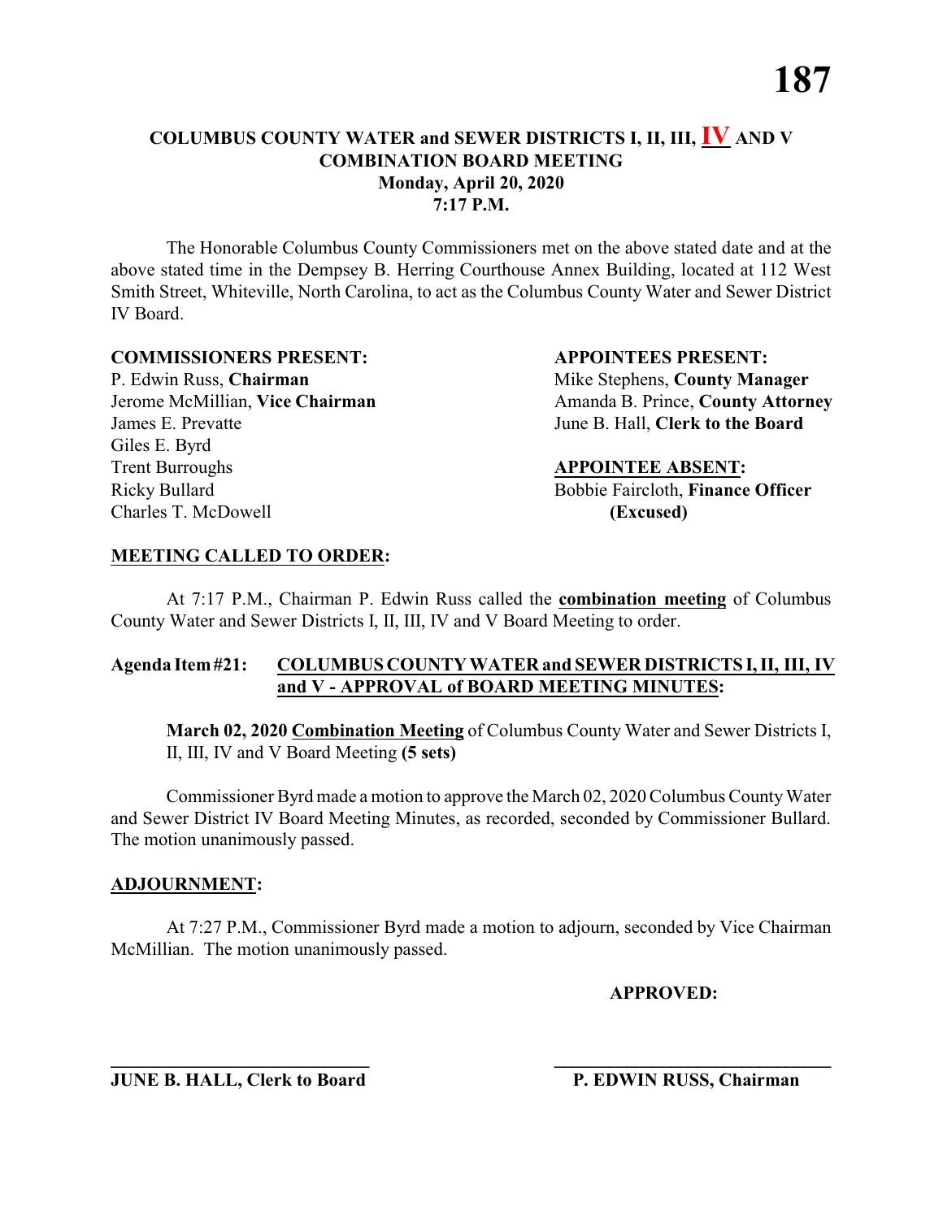# COLUMBUS COUNTY WATER and SEWER DISTRICTS I, II, III, IV AND V COMBINATION BOARD MEETING

**Monday, April 20, 2020**
**7:17 P.M.**

The Honorable Columbus County Commissioners met on the above stated date and at the above stated time in the Dempsey B. Herring Courthouse Annex Building, located at 112 West Smith Street, Whiteville, North Carolina, to act as the Columbus County Water and Sewer District IV Board.

**COMMISSIONERS PRESENT:**

P. Edwin Russ, **Chairman**
Jerome McMillian, **Vice Chairman**
James E. Prevatte
Giles E. Byrd
Trent Burroughs
Ricky Bullard
Charles T. McDowell

**APPOINTEES PRESENT:**

Mike Stephens, **County Manager**
Amanda B. Prince, **County Attorney**
June B. Hall, **Clerk to the Board**

**APPOINTEE ABSENT:**

Bobbie Faircloth, **Finance Officer (Excused)**

**MEETING CALLED TO ORDER:**

At 7:17 P.M., Chairman P. Edwin Russ called the **combination meeting** of Columbus County Water and Sewer Districts I, II, III, IV and V Board Meeting to order.

**Agenda Item #21: COLUMBUS COUNTY WATER and SEWER DISTRICTS I, II, III, IV and V - APPROVAL of BOARD MEETING MINUTES:**

**March 02, 2020 Combination Meeting** of Columbus County Water and Sewer Districts I, II, III, IV and V Board Meeting **(5 sets)**

Commissioner Byrd made a motion to approve the March 02, 2020 Columbus County Water and Sewer District IV Board Meeting Minutes, as recorded, seconded by Commissioner Bullard. The motion unanimously passed.

**ADJOURNMENT:**

At 7:27 P.M., Commissioner Byrd made a motion to adjourn, seconded by Vice Chairman McMillian. The motion unanimously passed.

**APPROVED:**

______________________________
**JUNE B. HALL, Clerk to Board**

______________________________
**P. EDWIN RUSS, Chairman**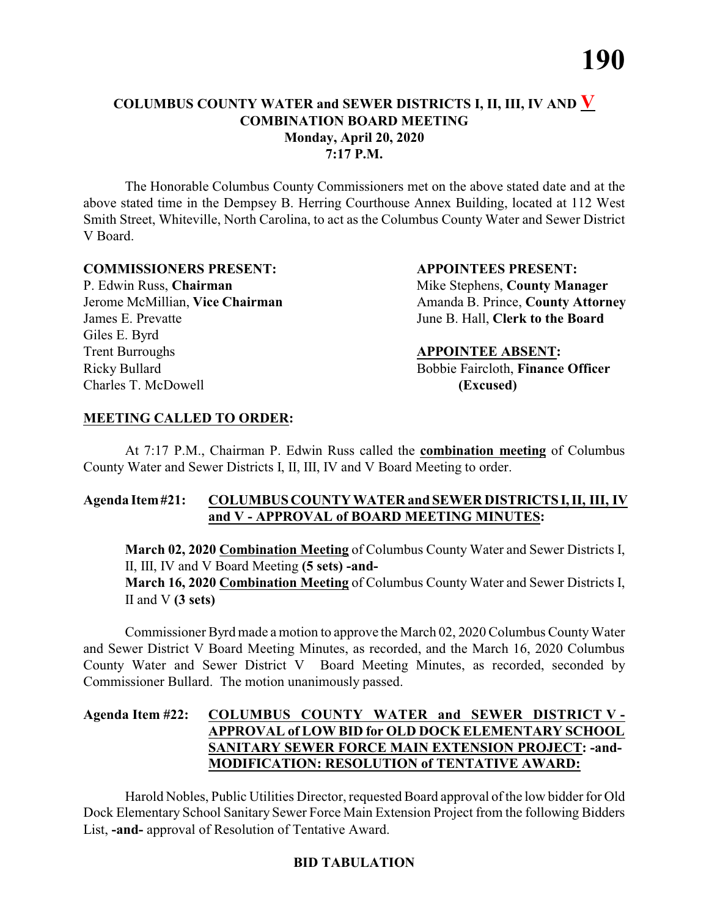# COLUMBUS COUNTY WATER and SEWER DISTRICTS I, II, III, IV AND V
## COMBINATION BOARD MEETING
**Monday, April 20, 2020**
**7:17 P.M.**

The Honorable Columbus County Commissioners met on the above stated date and at the above stated time in the Dempsey B. Herring Courthouse Annex Building, located at 112 West Smith Street, Whiteville, North Carolina, to act as the Columbus County Water and Sewer District V Board.

**COMMISSIONERS PRESENT:**

P. Edwin Russ, **Chairman**
Jerome McMillian, **Vice Chairman**
James E. Prevatte
Giles E. Byrd
Trent Burroughs
Ricky Bullard
Charles T. McDowell

**APPOINTEES PRESENT:**

Mike Stephens, **County Manager**
Amanda B. Prince, **County Attorney**
June B. Hall, **Clerk to the Board**

**APPOINTEE ABSENT:**

Bobbie Faircloth, **Finance Officer (Excused)**

**MEETING CALLED TO ORDER:**

At 7:17 P.M., Chairman P. Edwin Russ called the **combination meeting** of Columbus County Water and Sewer Districts I, II, III, IV and V Board Meeting to order.

**Agenda Item #21: COLUMBUS COUNTY WATER and SEWER DISTRICTS I, II, III, IV and V - APPROVAL of BOARD MEETING MINUTES:**

**March 02, 2020 Combination Meeting** of Columbus County Water and Sewer Districts I, II, III, IV and V Board Meeting **(5 sets) -and-**
**March 16, 2020 Combination Meeting** of Columbus County Water and Sewer Districts I, II and V **(3 sets)**

Commissioner Byrd made a motion to approve the March 02, 2020 Columbus County Water and Sewer District V Board Meeting Minutes, as recorded, and the March 16, 2020 Columbus County Water and Sewer District V Board Meeting Minutes, as recorded, seconded by Commissioner Bullard. The motion unanimously passed.

**Agenda Item #22: COLUMBUS COUNTY WATER and SEWER DISTRICT V - APPROVAL of LOW BID for OLD DOCK ELEMENTARY SCHOOL SANITARY SEWER FORCE MAIN EXTENSION PROJECT: -and- MODIFICATION: RESOLUTION of TENTATIVE AWARD:**

Harold Nobles, Public Utilities Director, requested Board approval of the low bidder for Old Dock Elementary School Sanitary Sewer Force Main Extension Project from the following Bidders List, **-and-** approval of Resolution of Tentative Award.

**BID TABULATION**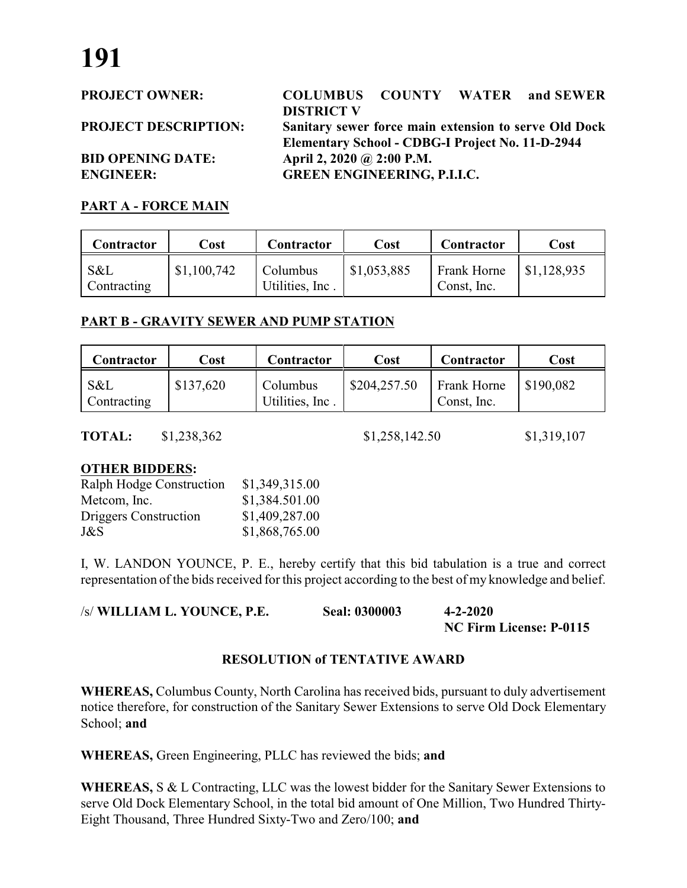# 191

**PROJECT OWNER:** **COLUMBUS COUNTY WATER and SEWER DISTRICT V**

**PROJECT DESCRIPTION:** **Sanitary sewer force main extension to serve Old Dock Elementary School - CDBG-I Project No. 11-D-2944**

**BID OPENING DATE:** **April 2, 2020 @ 2:00 P.M.**

**ENGINEER:** **GREEN ENGINEERING, P.I.I.C.**

**PART A - FORCE MAIN**

| Contractor | Cost | Contractor | Cost | Contractor | Cost |
|---|---|---|---|---|---|
| S&L Contracting | $1,100,742 | Columbus Utilities, Inc . | $1,053,885 | Frank Horne Const, Inc. | $1,128,935 |

**PART B - GRAVITY SEWER AND PUMP STATION**

| Contractor | Cost | Contractor | Cost | Contractor | Cost |
|---|---|---|---|---|---|
| S&L Contracting | $137,620 | Columbus Utilities, Inc . | $204,257.50 | Frank Horne Const, Inc. | $190,082 |

**TOTAL:** $1,238,362 $1,258,142.50 $1,319,107

**OTHER BIDDERS:**

| | |
|---|---|
| Ralph Hodge Construction | $1,349,315.00 |
| Metcom, Inc. | $1,384.501.00 |
| Driggers Construction | $1,409,287.00 |
| J&S | $1,868,765.00 |

I, W. LANDON YOUNCE, P. E., hereby certify that this bid tabulation is a true and correct representation of the bids received for this project according to the best of my knowledge and belief.

/s/ **WILLIAM L. YOUNCE, P.E.** **Seal: 0300003** **4-2-2020**
**NC Firm License: P-0115**

**RESOLUTION of TENTATIVE AWARD**

**WHEREAS,** Columbus County, North Carolina has received bids, pursuant to duly advertisement notice therefore, for construction of the Sanitary Sewer Extensions to serve Old Dock Elementary School; **and**

**WHEREAS,** Green Engineering, PLLC has reviewed the bids; **and**

**WHEREAS,** S & L Contracting, LLC was the lowest bidder for the Sanitary Sewer Extensions to serve Old Dock Elementary School, in the total bid amount of One Million, Two Hundred Thirty-Eight Thousand, Three Hundred Sixty-Two and Zero/100; **and**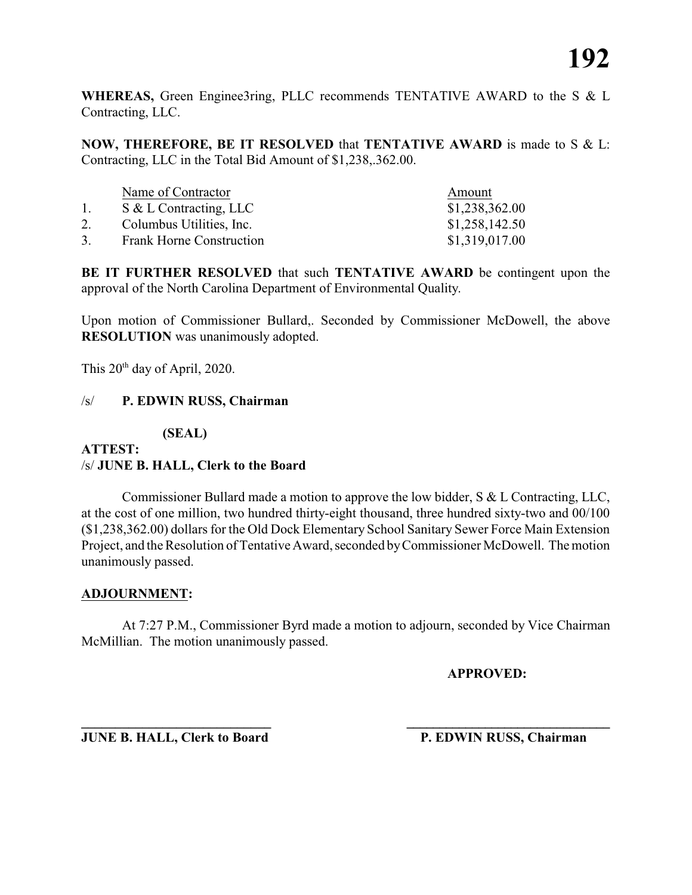**WHEREAS,** Green Enginee3ring, PLLC recommends TENTATIVE AWARD to the S & L Contracting, LLC.

**NOW, THEREFORE, BE IT RESOLVED** that **TENTATIVE AWARD** is made to S & L: Contracting, LLC in the Total Bid Amount of $1,238,.362.00.

| | Name of Contractor | Amount |
|---|---|---|
| 1. | S & L Contracting, LLC | $1,238,362.00 |
| 2. | Columbus Utilities, Inc. | $1,258,142.50 |
| 3. | Frank Horne Construction | $1,319,017.00 |

**BE IT FURTHER RESOLVED** that such **TENTATIVE AWARD** be contingent upon the approval of the North Carolina Department of Environmental Quality.

Upon motion of Commissioner Bullard,. Seconded by Commissioner McDowell, the above **RESOLUTION** was unanimously adopted.

This 20th day of April, 2020.

/s/ **P. EDWIN RUSS, Chairman**

**(SEAL)**

**ATTEST:**
/s/ **JUNE B. HALL, Clerk to the Board**

Commissioner Bullard made a motion to approve the low bidder, S & L Contracting, LLC, at the cost of one million, two hundred thirty-eight thousand, three hundred sixty-two and 00/100 ($1,238,362.00) dollars for the Old Dock Elementary School Sanitary Sewer Force Main Extension Project, and the Resolution of Tentative Award, seconded by Commissioner McDowell. The motion unanimously passed.

## ADJOURNMENT:

At 7:27 P.M., Commissioner Byrd made a motion to adjourn, seconded by Vice Chairman McMillian. The motion unanimously passed.

**APPROVED:**

_____________________________ _____________________________

**JUNE B. HALL, Clerk to Board** **P. EDWIN RUSS, Chairman**